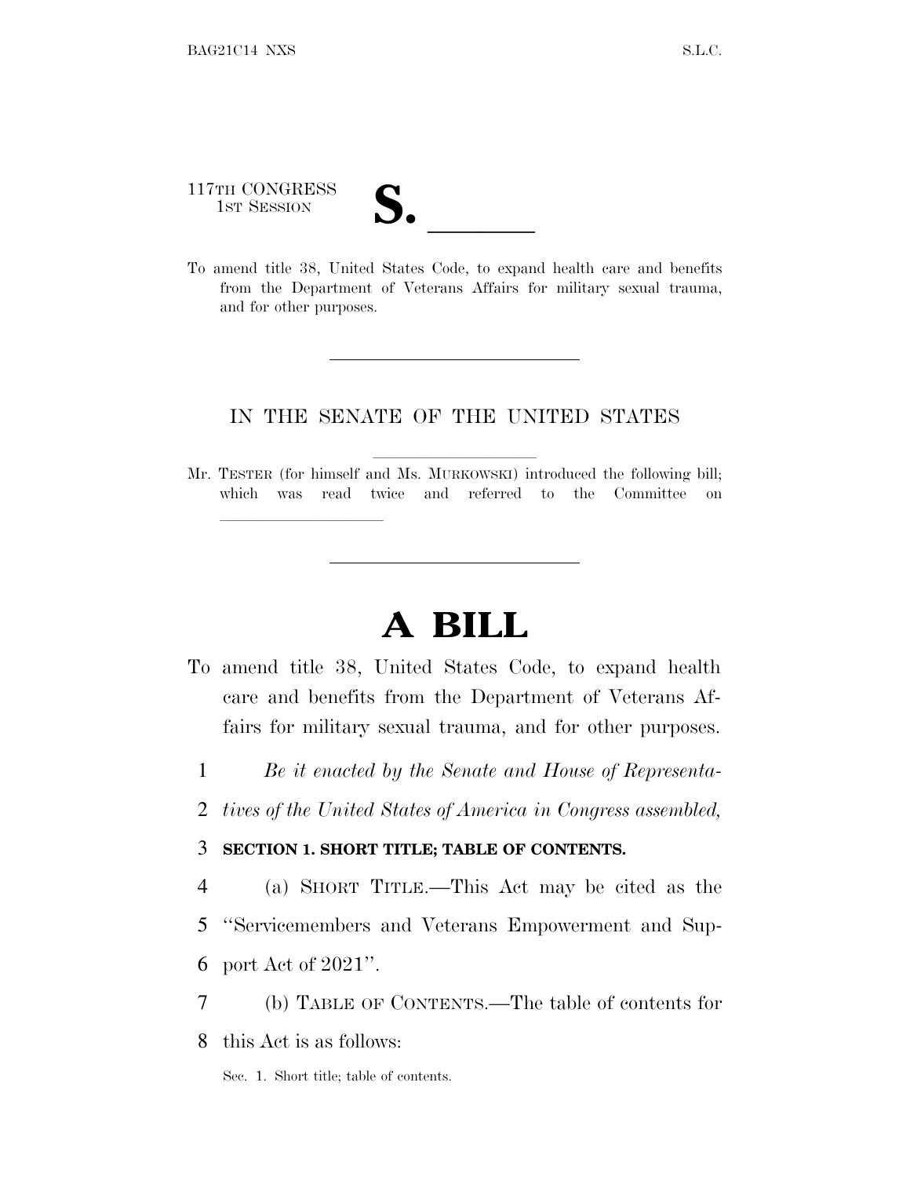117TH CONGRESS
1ST SESSION

**S. \_\_\_\_\_\_**

To amend title 38, United States Code, to expand health care and benefits from the Department of Veterans Affairs for military sexual trauma, and for other purposes.

---

IN THE SENATE OF THE UNITED STATES

Mr. TESTER (for himself and Ms. MURKOWSKI) introduced the following bill; which was read twice and referred to the Committee on \_\_\_\_\_\_\_\_\_\_\_\_\_\_\_\_\_\_\_\_

---

# A BILL

To amend title 38, United States Code, to expand health care and benefits from the Department of Veterans Affairs for military sexual trauma, and for other purposes.

1 *Be it enacted by the Senate and House of Representa-*
2 *tives of the United States of America in Congress assembled,*

3 **SECTION 1. SHORT TITLE; TABLE OF CONTENTS.**

4 (a) SHORT TITLE.—This Act may be cited as the
5 "Servicemembers and Veterans Empowerment and Sup-
6 port Act of 2021".

7 (b) TABLE OF CONTENTS.—The table of contents for
8 this Act is as follows:

Sec. 1. Short title; table of contents.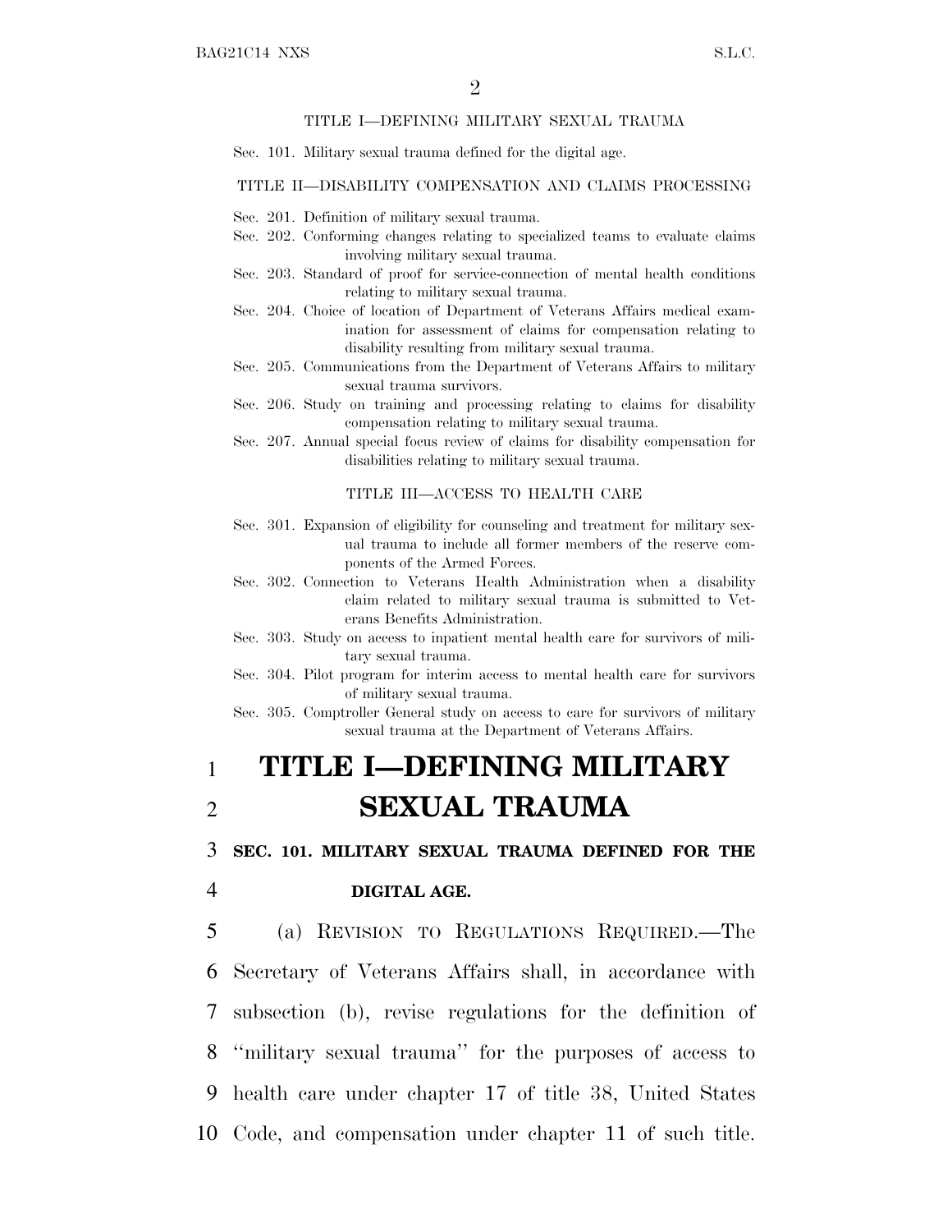TITLE I—DEFINING MILITARY SEXUAL TRAUMA

Sec. 101. Military sexual trauma defined for the digital age.

TITLE II—DISABILITY COMPENSATION AND CLAIMS PROCESSING

Sec. 201. Definition of military sexual trauma.
Sec. 202. Conforming changes relating to specialized teams to evaluate claims involving military sexual trauma.
Sec. 203. Standard of proof for service-connection of mental health conditions relating to military sexual trauma.
Sec. 204. Choice of location of Department of Veterans Affairs medical examination for assessment of claims for compensation relating to disability resulting from military sexual trauma.
Sec. 205. Communications from the Department of Veterans Affairs to military sexual trauma survivors.
Sec. 206. Study on training and processing relating to claims for disability compensation relating to military sexual trauma.
Sec. 207. Annual special focus review of claims for disability compensation for disabilities relating to military sexual trauma.

TITLE III—ACCESS TO HEALTH CARE

Sec. 301. Expansion of eligibility for counseling and treatment for military sexual trauma to include all former members of the reserve components of the Armed Forces.
Sec. 302. Connection to Veterans Health Administration when a disability claim related to military sexual trauma is submitted to Veterans Benefits Administration.
Sec. 303. Study on access to inpatient mental health care for survivors of military sexual trauma.
Sec. 304. Pilot program for interim access to mental health care for survivors of military sexual trauma.
Sec. 305. Comptroller General study on access to care for survivors of military sexual trauma at the Department of Veterans Affairs.

# TITLE I—DEFINING MILITARY SEXUAL TRAUMA

**SEC. 101. MILITARY SEXUAL TRAUMA DEFINED FOR THE DIGITAL AGE.**

(a) REVISION TO REGULATIONS REQUIRED.—The Secretary of Veterans Affairs shall, in accordance with subsection (b), revise regulations for the definition of ''military sexual trauma'' for the purposes of access to health care under chapter 17 of title 38, United States Code, and compensation under chapter 11 of such title.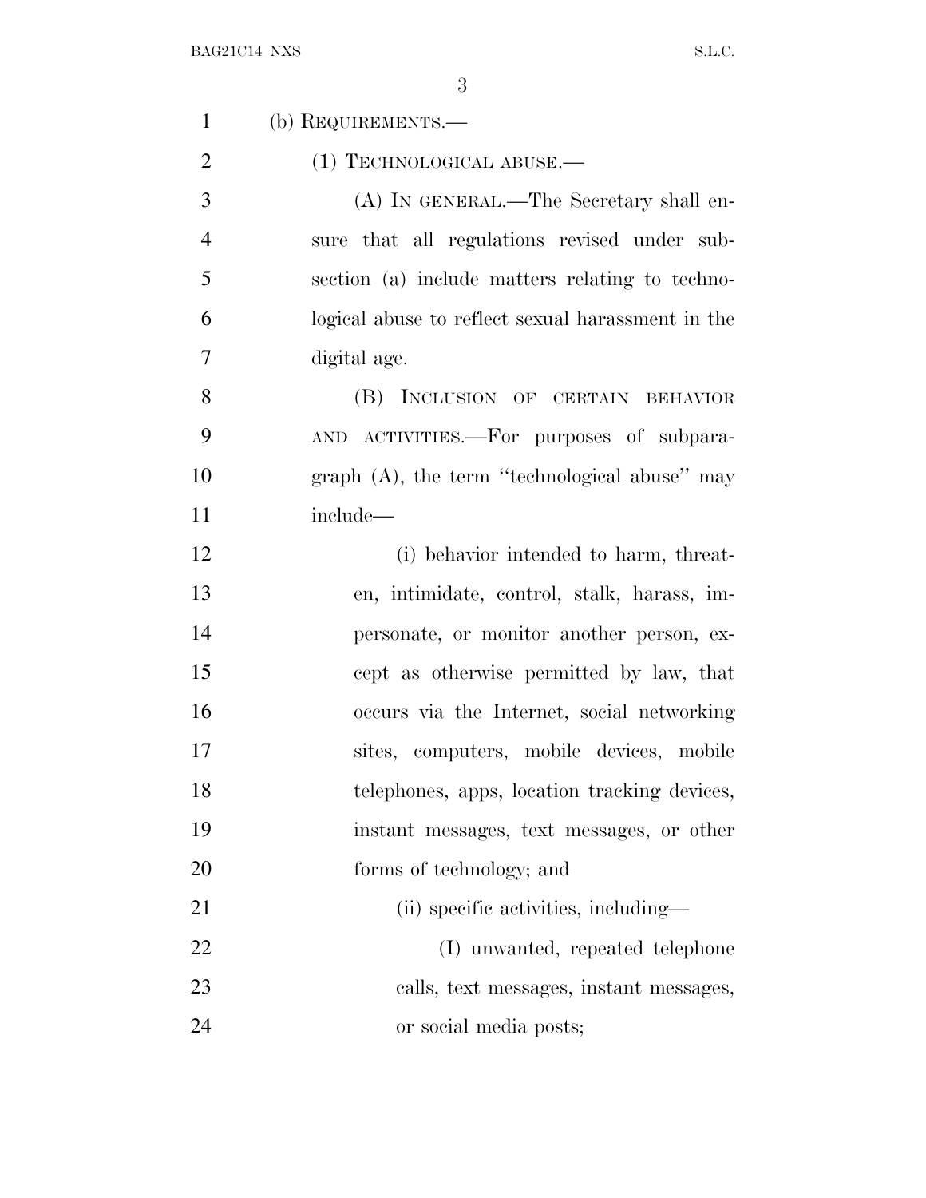(b) REQUIREMENTS.—

(1) TECHNOLOGICAL ABUSE.—

(A) IN GENERAL.—The Secretary shall ensure that all regulations revised under subsection (a) include matters relating to technological abuse to reflect sexual harassment in the digital age.

(B) INCLUSION OF CERTAIN BEHAVIOR AND ACTIVITIES.—For purposes of subparagraph (A), the term "technological abuse" may include—

(i) behavior intended to harm, threaten, intimidate, control, stalk, harass, impersonate, or monitor another person, except as otherwise permitted by law, that occurs via the Internet, social networking sites, computers, mobile devices, mobile telephones, apps, location tracking devices, instant messages, text messages, or other forms of technology; and

(ii) specific activities, including—

(I) unwanted, repeated telephone calls, text messages, instant messages, or social media posts;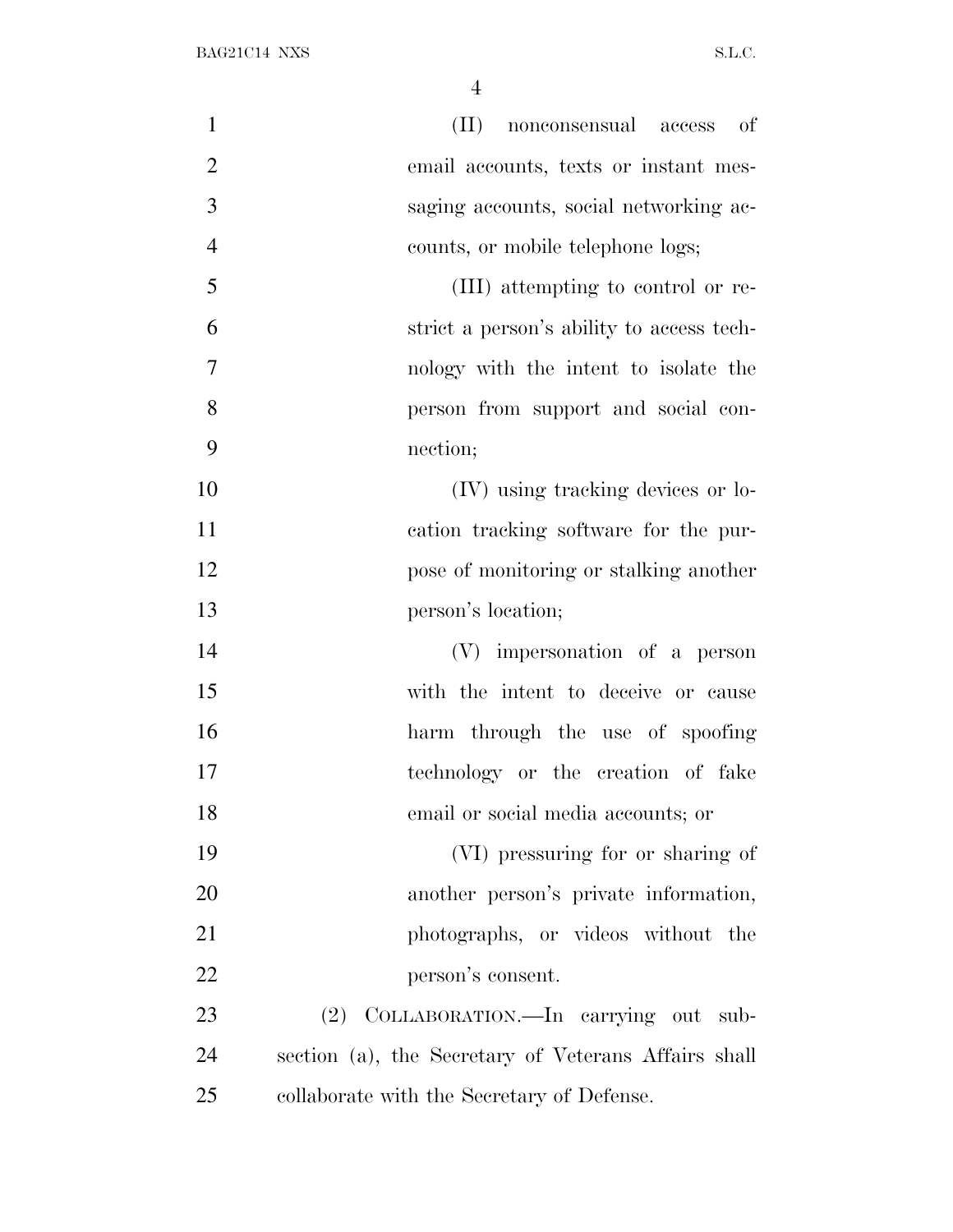(II) nonconsensual access of email accounts, texts or instant messaging accounts, social networking accounts, or mobile telephone logs;

(III) attempting to control or restrict a person's ability to access technology with the intent to isolate the person from support and social connection;

(IV) using tracking devices or location tracking software for the purpose of monitoring or stalking another person's location;

(V) impersonation of a person with the intent to deceive or cause harm through the use of spoofing technology or the creation of fake email or social media accounts; or

(VI) pressuring for or sharing of another person's private information, photographs, or videos without the person's consent.

(2) COLLABORATION.—In carrying out subsection (a), the Secretary of Veterans Affairs shall collaborate with the Secretary of Defense.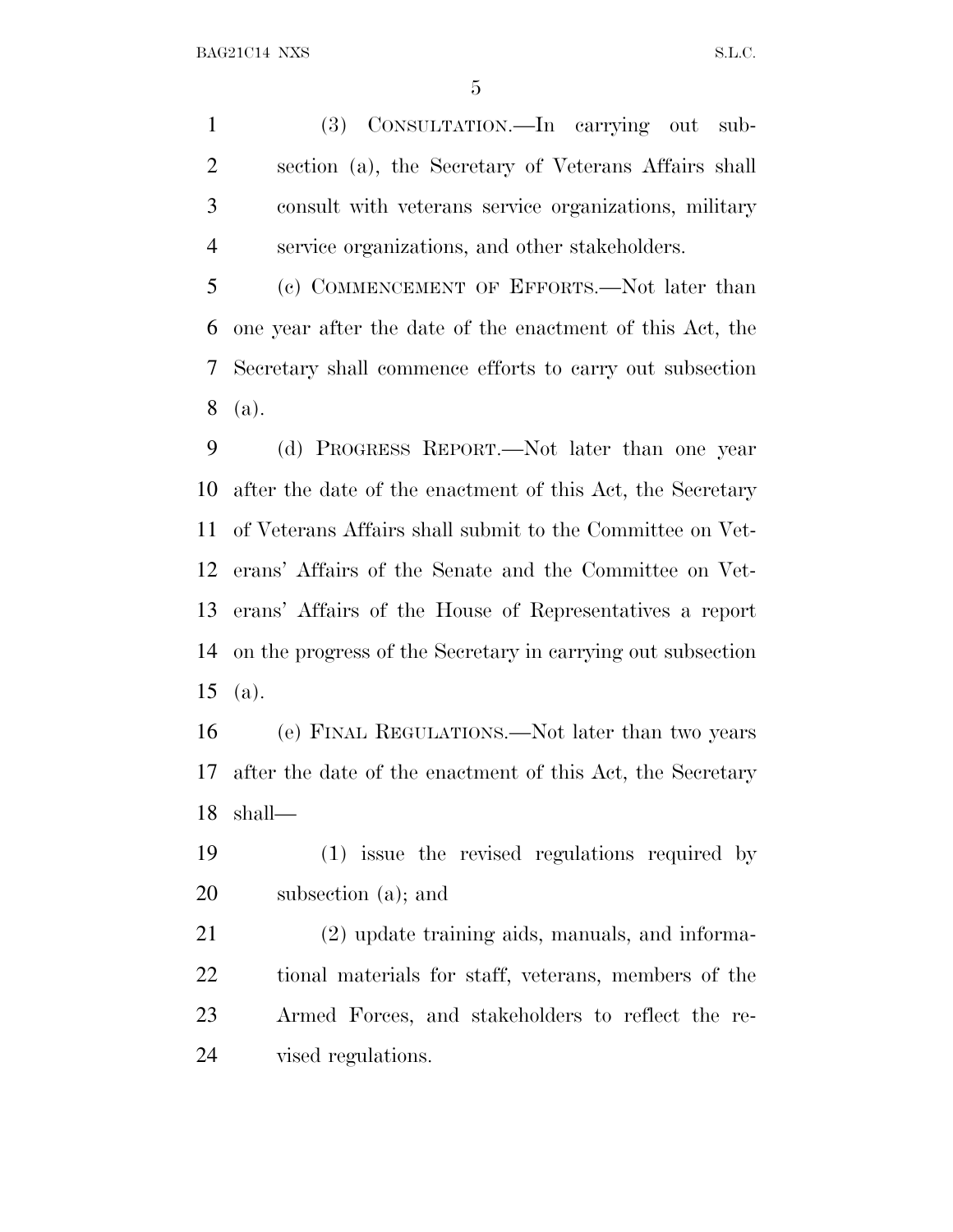(3) CONSULTATION.—In carrying out subsection (a), the Secretary of Veterans Affairs shall consult with veterans service organizations, military service organizations, and other stakeholders.

(c) COMMENCEMENT OF EFFORTS.—Not later than one year after the date of the enactment of this Act, the Secretary shall commence efforts to carry out subsection (a).

(d) PROGRESS REPORT.—Not later than one year after the date of the enactment of this Act, the Secretary of Veterans Affairs shall submit to the Committee on Veterans' Affairs of the Senate and the Committee on Veterans' Affairs of the House of Representatives a report on the progress of the Secretary in carrying out subsection (a).

(e) FINAL REGULATIONS.—Not later than two years after the date of the enactment of this Act, the Secretary shall—

(1) issue the revised regulations required by subsection (a); and

(2) update training aids, manuals, and informational materials for staff, veterans, members of the Armed Forces, and stakeholders to reflect the revised regulations.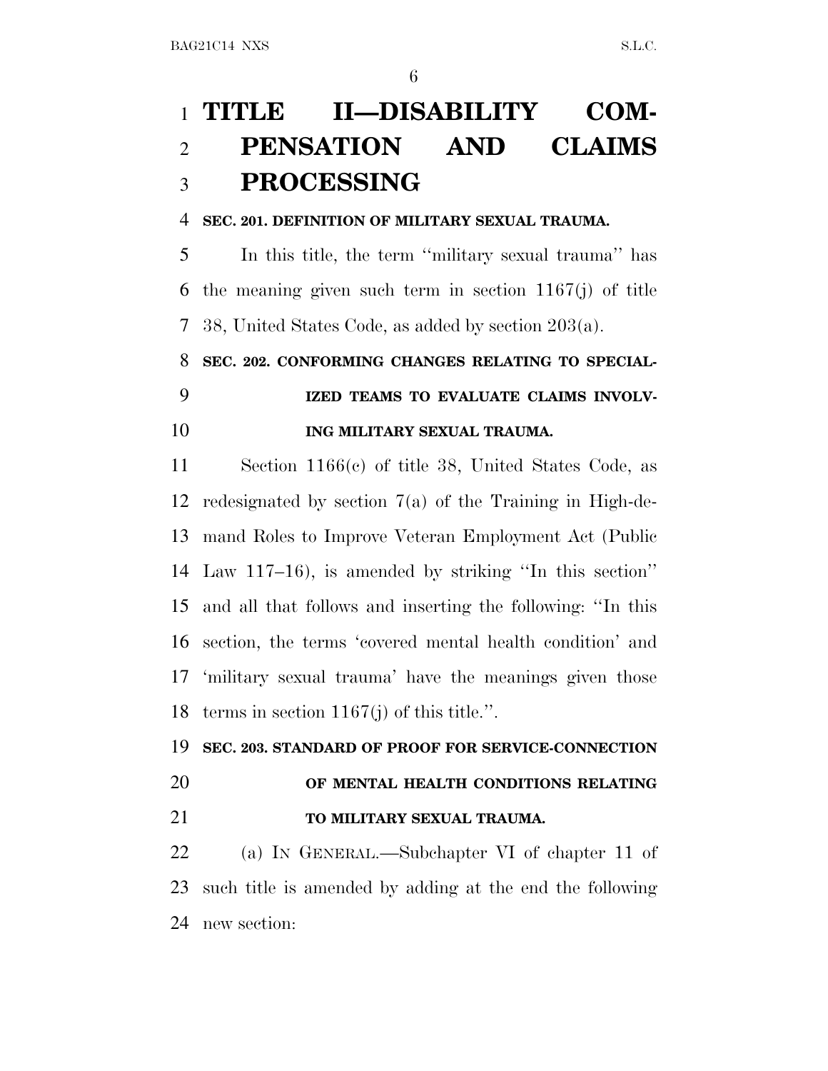# TITLE II—DISABILITY COMPENSATION AND CLAIMS PROCESSING

**SEC. 201. DEFINITION OF MILITARY SEXUAL TRAUMA.**

In this title, the term ''military sexual trauma'' has the meaning given such term in section 1167(j) of title 38, United States Code, as added by section 203(a).

**SEC. 202. CONFORMING CHANGES RELATING TO SPECIALIZED TEAMS TO EVALUATE CLAIMS INVOLVING MILITARY SEXUAL TRAUMA.**

Section 1166(c) of title 38, United States Code, as redesignated by section 7(a) of the Training in High-demand Roles to Improve Veteran Employment Act (Public Law 117–16), is amended by striking ''In this section'' and all that follows and inserting the following: ''In this section, the terms 'covered mental health condition' and 'military sexual trauma' have the meanings given those terms in section 1167(j) of this title.''.

**SEC. 203. STANDARD OF PROOF FOR SERVICE-CONNECTION OF MENTAL HEALTH CONDITIONS RELATING TO MILITARY SEXUAL TRAUMA.**

(a) IN GENERAL.—Subchapter VI of chapter 11 of such title is amended by adding at the end the following new section: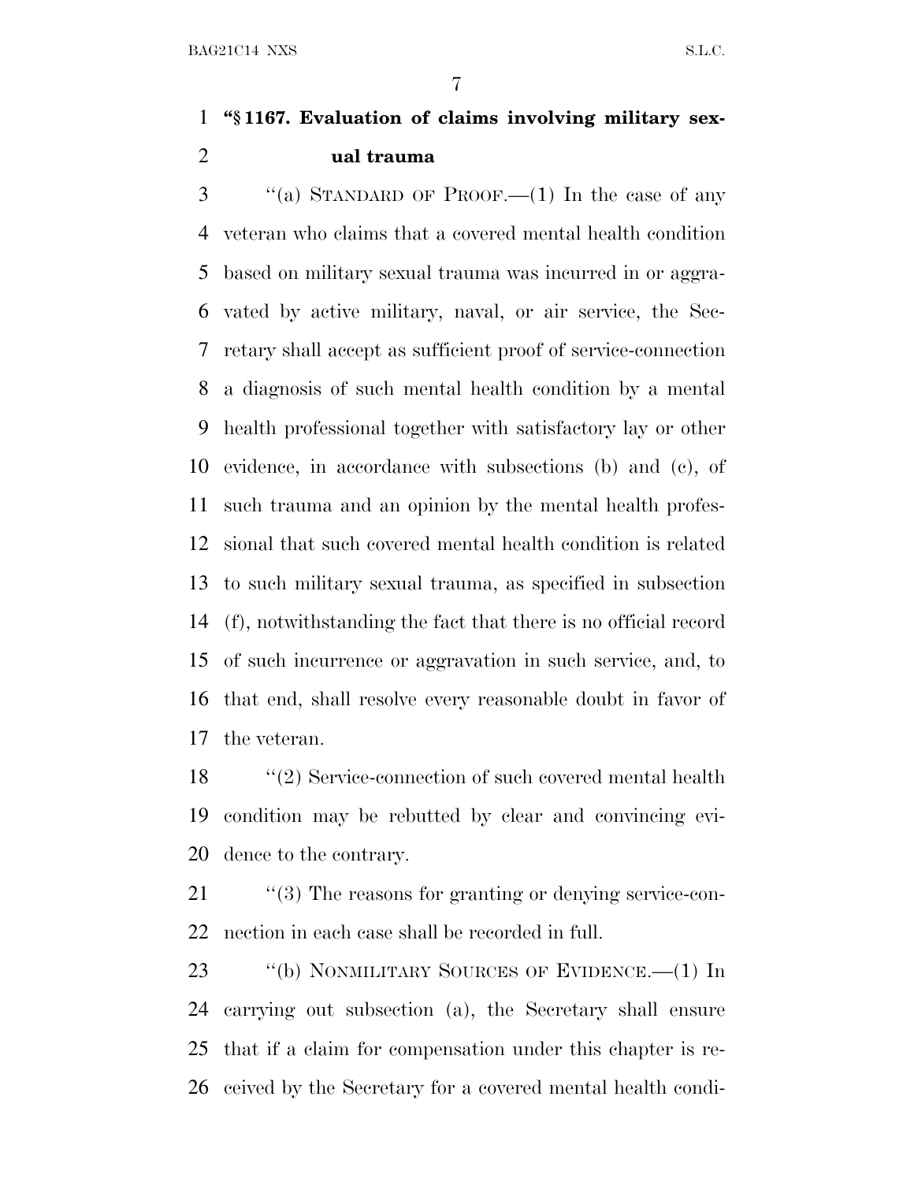**"§ 1167. Evaluation of claims involving military sexual trauma**

"(a) STANDARD OF PROOF.—(1) In the case of any veteran who claims that a covered mental health condition based on military sexual trauma was incurred in or aggravated by active military, naval, or air service, the Secretary shall accept as sufficient proof of service-connection a diagnosis of such mental health condition by a mental health professional together with satisfactory lay or other evidence, in accordance with subsections (b) and (c), of such trauma and an opinion by the mental health professional that such covered mental health condition is related to such military sexual trauma, as specified in subsection (f), notwithstanding the fact that there is no official record of such incurrence or aggravation in such service, and, to that end, shall resolve every reasonable doubt in favor of the veteran.

"(2) Service-connection of such covered mental health condition may be rebutted by clear and convincing evidence to the contrary.

"(3) The reasons for granting or denying service-connection in each case shall be recorded in full.

"(b) NONMILITARY SOURCES OF EVIDENCE.—(1) In carrying out subsection (a), the Secretary shall ensure that if a claim for compensation under this chapter is received by the Secretary for a covered mental health condi-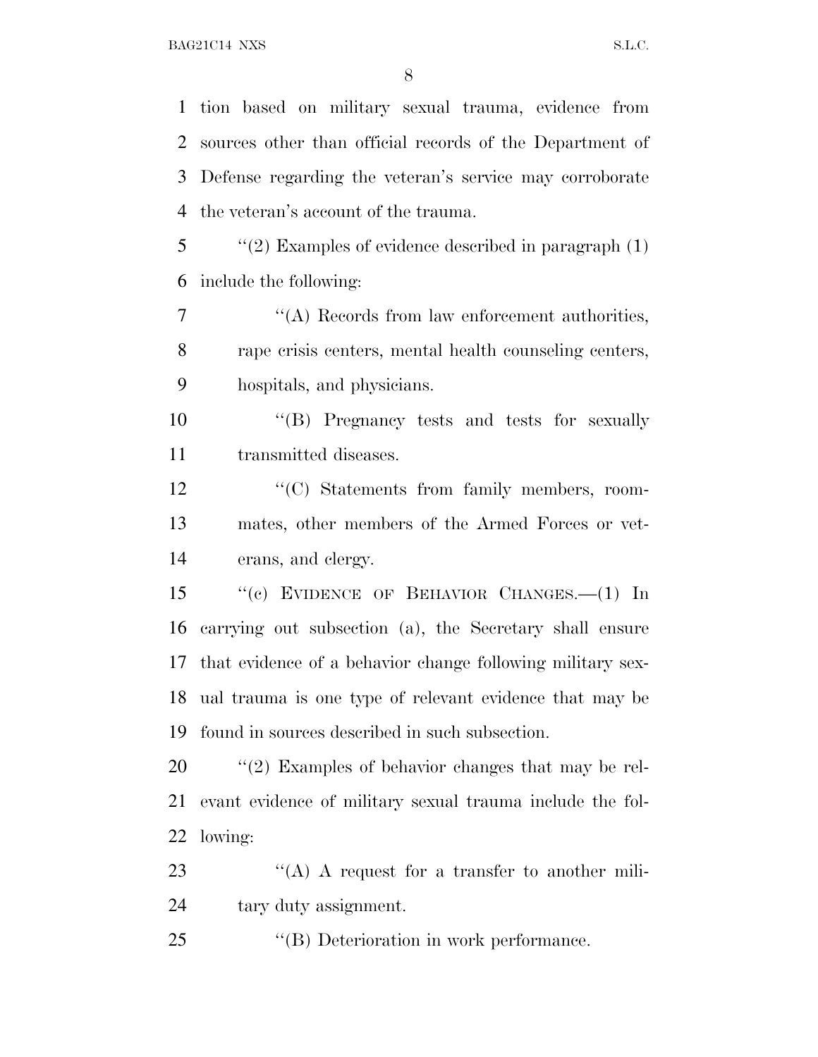tion based on military sexual trauma, evidence from sources other than official records of the Department of Defense regarding the veteran's service may corroborate the veteran's account of the trauma.

''(2) Examples of evidence described in paragraph (1) include the following:

''(A) Records from law enforcement authorities, rape crisis centers, mental health counseling centers, hospitals, and physicians.

''(B) Pregnancy tests and tests for sexually transmitted diseases.

''(C) Statements from family members, roommates, other members of the Armed Forces or veterans, and clergy.

''(c) EVIDENCE OF BEHAVIOR CHANGES.—(1) In carrying out subsection (a), the Secretary shall ensure that evidence of a behavior change following military sexual trauma is one type of relevant evidence that may be found in sources described in such subsection.

''(2) Examples of behavior changes that may be relevant evidence of military sexual trauma include the following:

''(A) A request for a transfer to another military duty assignment.

''(B) Deterioration in work performance.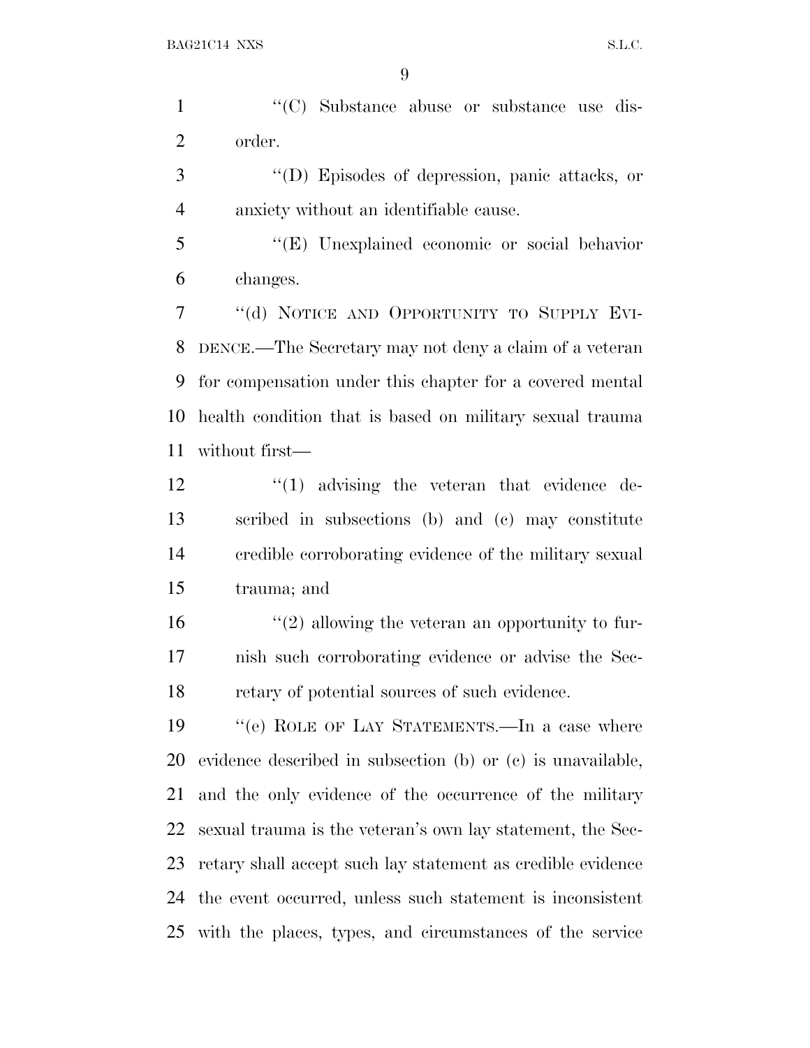''(C) Substance abuse or substance use disorder.

''(D) Episodes of depression, panic attacks, or anxiety without an identifiable cause.

''(E) Unexplained economic or social behavior changes.

''(d) NOTICE AND OPPORTUNITY TO SUPPLY EVIDENCE.—The Secretary may not deny a claim of a veteran for compensation under this chapter for a covered mental health condition that is based on military sexual trauma without first—

''(1) advising the veteran that evidence described in subsections (b) and (c) may constitute credible corroborating evidence of the military sexual trauma; and

''(2) allowing the veteran an opportunity to furnish such corroborating evidence or advise the Secretary of potential sources of such evidence.

''(e) ROLE OF LAY STATEMENTS.—In a case where evidence described in subsection (b) or (c) is unavailable, and the only evidence of the occurrence of the military sexual trauma is the veteran's own lay statement, the Secretary shall accept such lay statement as credible evidence the event occurred, unless such statement is inconsistent with the places, types, and circumstances of the service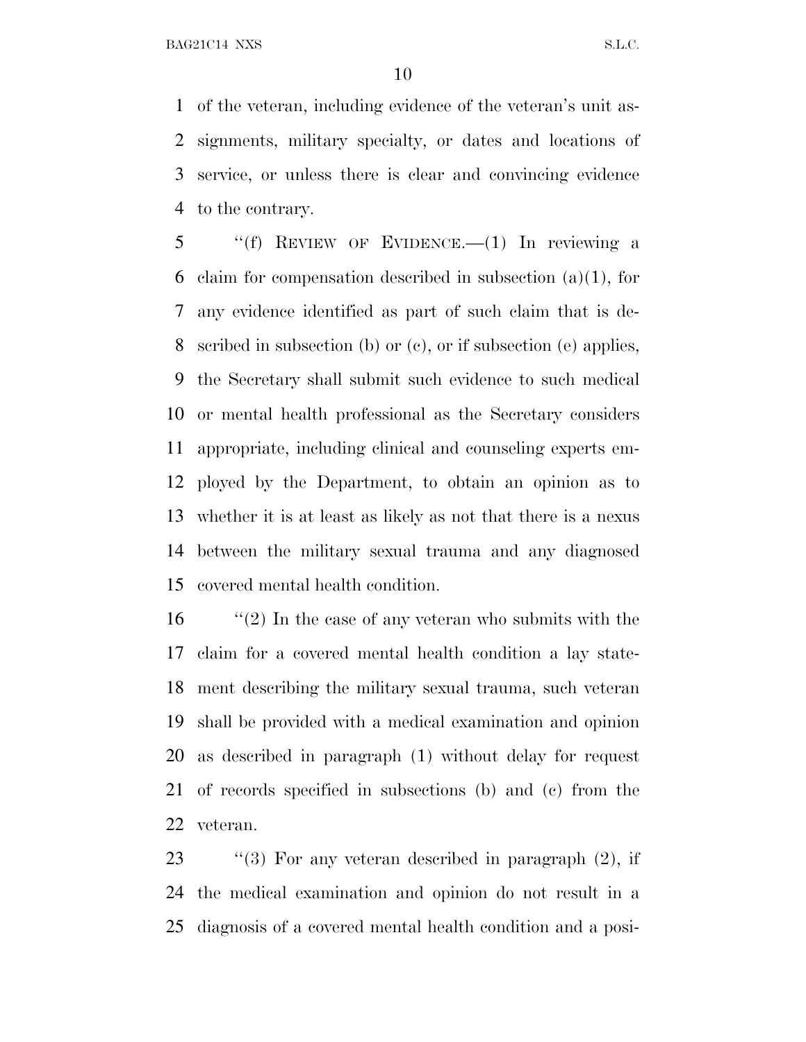of the veteran, including evidence of the veteran's unit assignments, military specialty, or dates and locations of service, or unless there is clear and convincing evidence to the contrary.

"(f) REVIEW OF EVIDENCE.—(1) In reviewing a claim for compensation described in subsection (a)(1), for any evidence identified as part of such claim that is described in subsection (b) or (c), or if subsection (e) applies, the Secretary shall submit such evidence to such medical or mental health professional as the Secretary considers appropriate, including clinical and counseling experts employed by the Department, to obtain an opinion as to whether it is at least as likely as not that there is a nexus between the military sexual trauma and any diagnosed covered mental health condition.

"(2) In the case of any veteran who submits with the claim for a covered mental health condition a lay statement describing the military sexual trauma, such veteran shall be provided with a medical examination and opinion as described in paragraph (1) without delay for request of records specified in subsections (b) and (c) from the veteran.

"(3) For any veteran described in paragraph (2), if the medical examination and opinion do not result in a diagnosis of a covered mental health condition and a posi-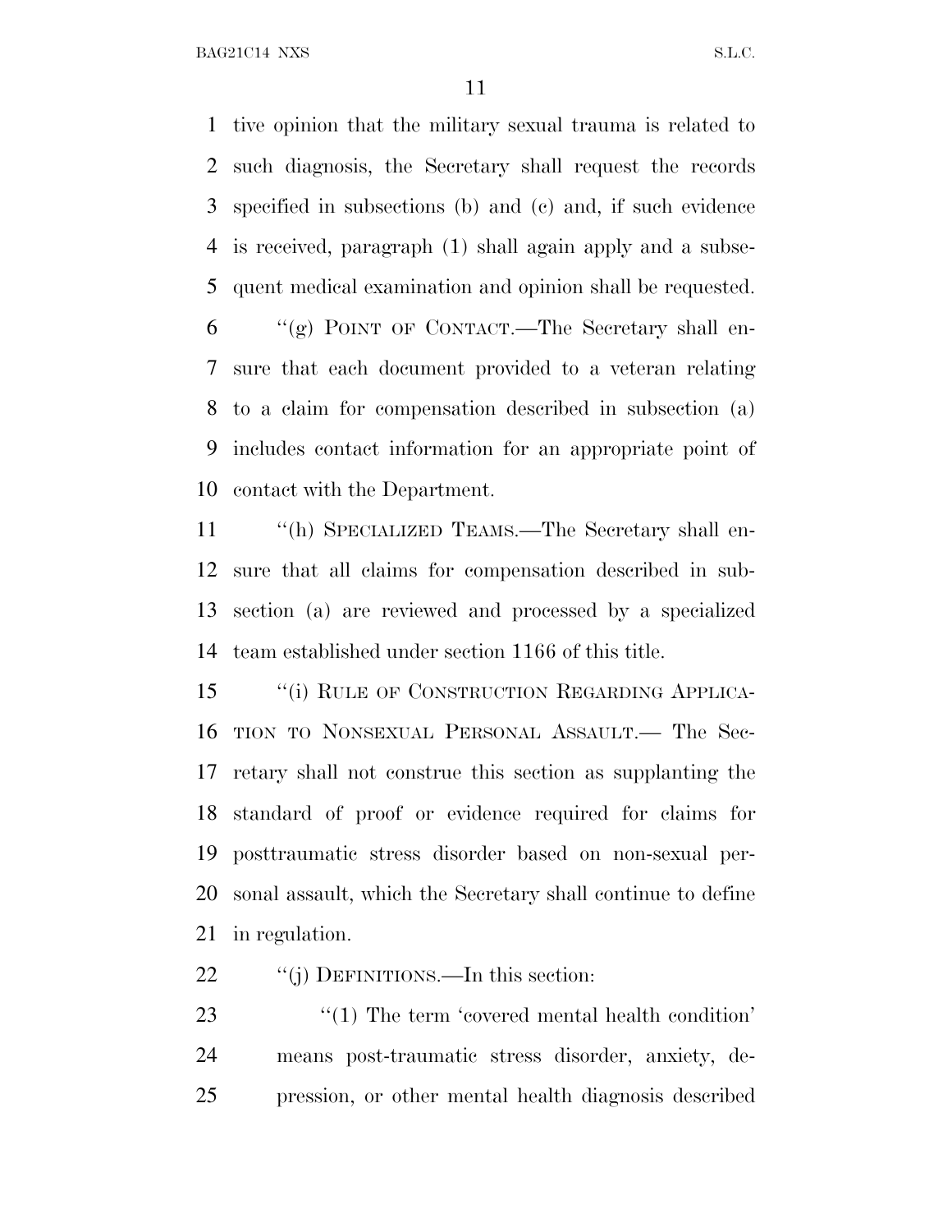tive opinion that the military sexual trauma is related to such diagnosis, the Secretary shall request the records specified in subsections (b) and (c) and, if such evidence is received, paragraph (1) shall again apply and a subsequent medical examination and opinion shall be requested.

"(g) POINT OF CONTACT.—The Secretary shall ensure that each document provided to a veteran relating to a claim for compensation described in subsection (a) includes contact information for an appropriate point of contact with the Department.

"(h) SPECIALIZED TEAMS.—The Secretary shall ensure that all claims for compensation described in subsection (a) are reviewed and processed by a specialized team established under section 1166 of this title.

"(i) RULE OF CONSTRUCTION REGARDING APPLICATION TO NONSEXUAL PERSONAL ASSAULT.— The Secretary shall not construe this section as supplanting the standard of proof or evidence required for claims for posttraumatic stress disorder based on non-sexual personal assault, which the Secretary shall continue to define in regulation.

"(j) DEFINITIONS.—In this section:

"(1) The term 'covered mental health condition' means post-traumatic stress disorder, anxiety, depression, or other mental health diagnosis described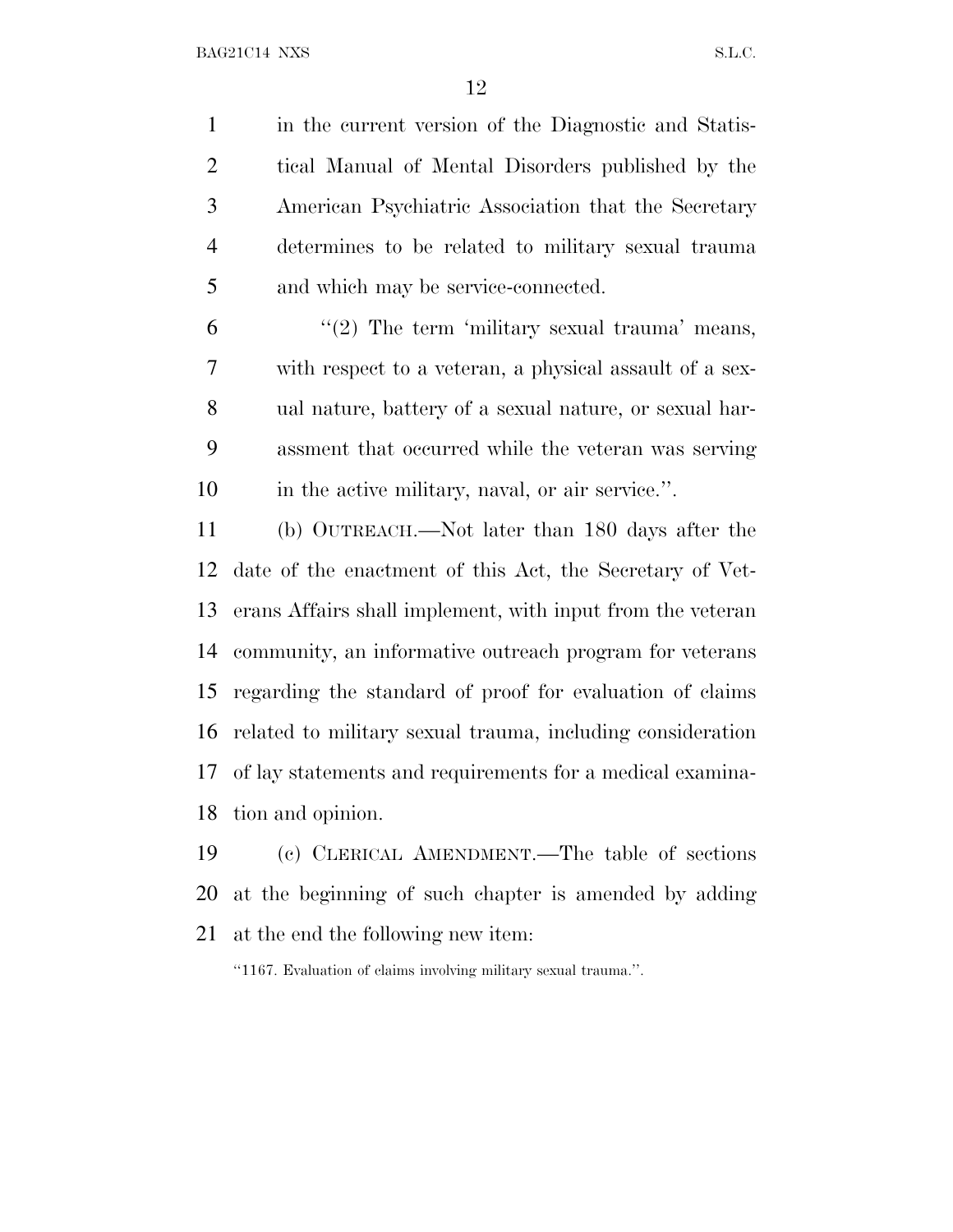in the current version of the Diagnostic and Statistical Manual of Mental Disorders published by the American Psychiatric Association that the Secretary determines to be related to military sexual trauma and which may be service-connected.

"(2) The term 'military sexual trauma' means, with respect to a veteran, a physical assault of a sexual nature, battery of a sexual nature, or sexual harassment that occurred while the veteran was serving in the active military, naval, or air service.".

(b) OUTREACH.—Not later than 180 days after the date of the enactment of this Act, the Secretary of Veterans Affairs shall implement, with input from the veteran community, an informative outreach program for veterans regarding the standard of proof for evaluation of claims related to military sexual trauma, including consideration of lay statements and requirements for a medical examination and opinion.

(c) CLERICAL AMENDMENT.—The table of sections at the beginning of such chapter is amended by adding at the end the following new item:

"1167. Evaluation of claims involving military sexual trauma.".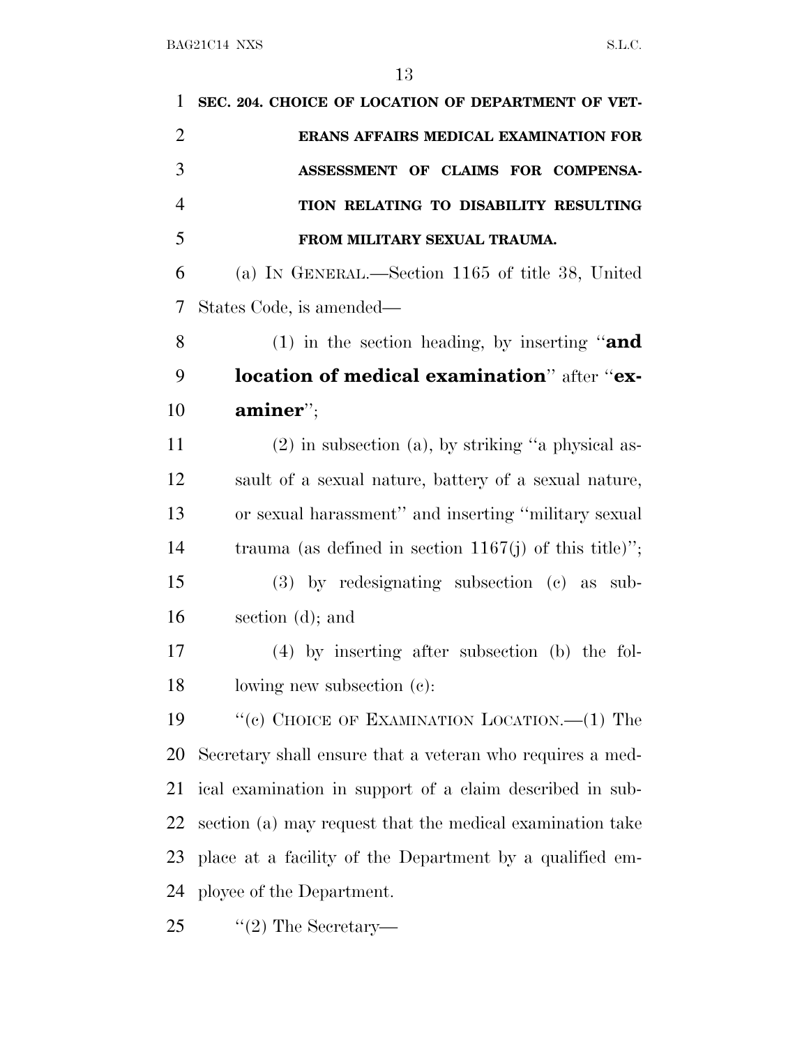**SEC. 204. CHOICE OF LOCATION OF DEPARTMENT OF VETERANS AFFAIRS MEDICAL EXAMINATION FOR ASSESSMENT OF CLAIMS FOR COMPENSATION RELATING TO DISABILITY RESULTING FROM MILITARY SEXUAL TRAUMA.**

(a) IN GENERAL.—Section 1165 of title 38, United States Code, is amended—

(1) in the section heading, by inserting "**and location of medical examination**" after "**examiner**";

(2) in subsection (a), by striking "a physical assault of a sexual nature, battery of a sexual nature, or sexual harassment" and inserting "military sexual trauma (as defined in section 1167(j) of this title)";

(3) by redesignating subsection (c) as subsection (d); and

(4) by inserting after subsection (b) the following new subsection (c):

"(c) CHOICE OF EXAMINATION LOCATION.—(1) The Secretary shall ensure that a veteran who requires a medical examination in support of a claim described in subsection (a) may request that the medical examination take place at a facility of the Department by a qualified employee of the Department.

"(2) The Secretary—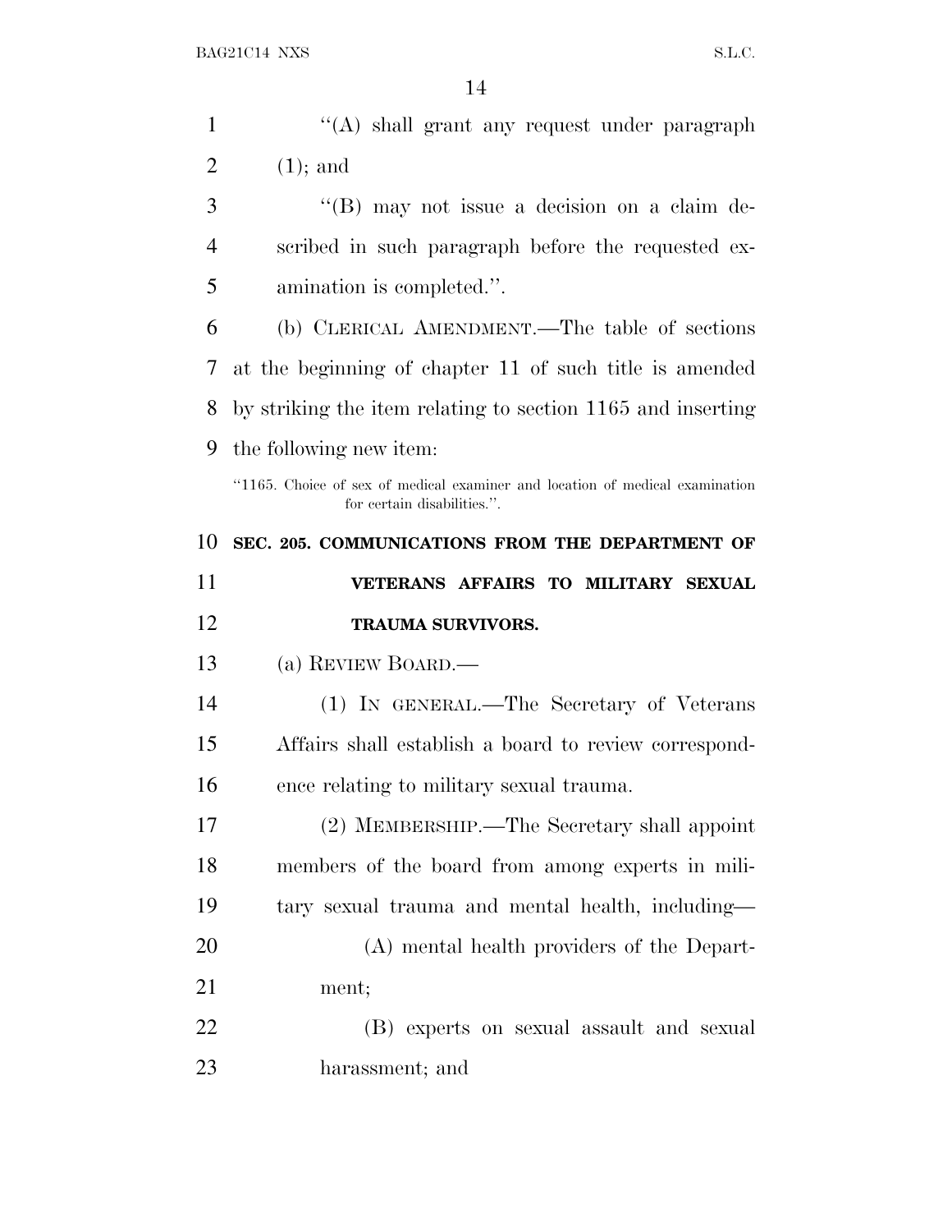''(A) shall grant any request under paragraph (1); and

''(B) may not issue a decision on a claim described in such paragraph before the requested examination is completed.''.

(b) CLERICAL AMENDMENT.—The table of sections at the beginning of chapter 11 of such title is amended by striking the item relating to section 1165 and inserting the following new item:

''1165. Choice of sex of medical examiner and location of medical examination for certain disabilities.''.

**SEC. 205. COMMUNICATIONS FROM THE DEPARTMENT OF VETERANS AFFAIRS TO MILITARY SEXUAL TRAUMA SURVIVORS.**

(a) REVIEW BOARD.—

(1) IN GENERAL.—The Secretary of Veterans Affairs shall establish a board to review correspondence relating to military sexual trauma.

(2) MEMBERSHIP.—The Secretary shall appoint members of the board from among experts in military sexual trauma and mental health, including—

(A) mental health providers of the Department;

(B) experts on sexual assault and sexual harassment; and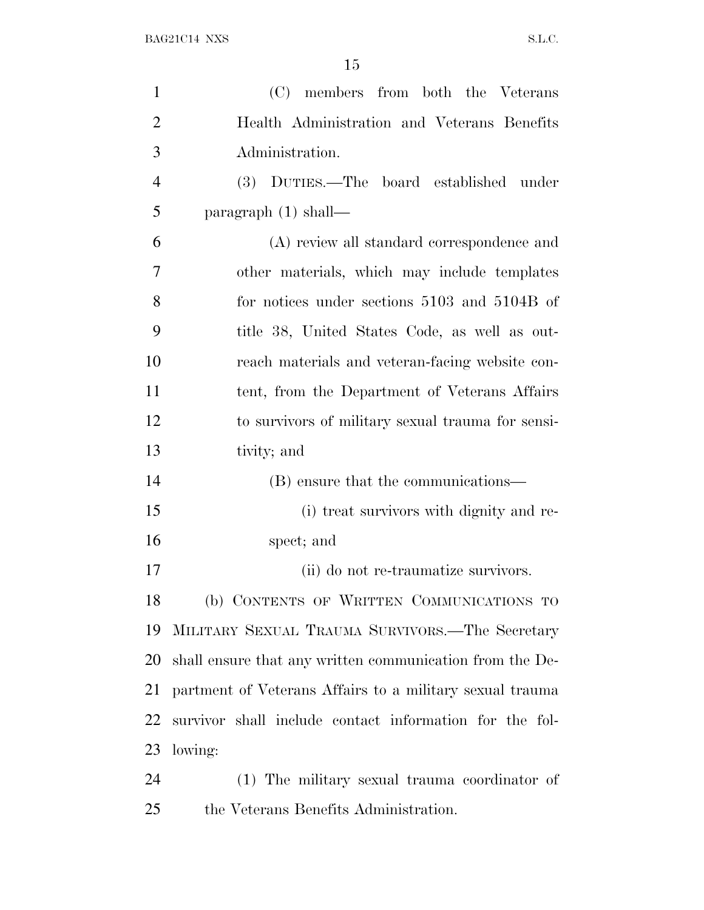(C) members from both the Veterans Health Administration and Veterans Benefits Administration.

(3) DUTIES.—The board established under paragraph (1) shall—

(A) review all standard correspondence and other materials, which may include templates for notices under sections 5103 and 5104B of title 38, United States Code, as well as outreach materials and veteran-facing website content, from the Department of Veterans Affairs to survivors of military sexual trauma for sensitivity; and

(B) ensure that the communications—

(i) treat survivors with dignity and respect; and

(ii) do not re-traumatize survivors.

(b) CONTENTS OF WRITTEN COMMUNICATIONS TO MILITARY SEXUAL TRAUMA SURVIVORS.—The Secretary shall ensure that any written communication from the Department of Veterans Affairs to a military sexual trauma survivor shall include contact information for the following:

(1) The military sexual trauma coordinator of the Veterans Benefits Administration.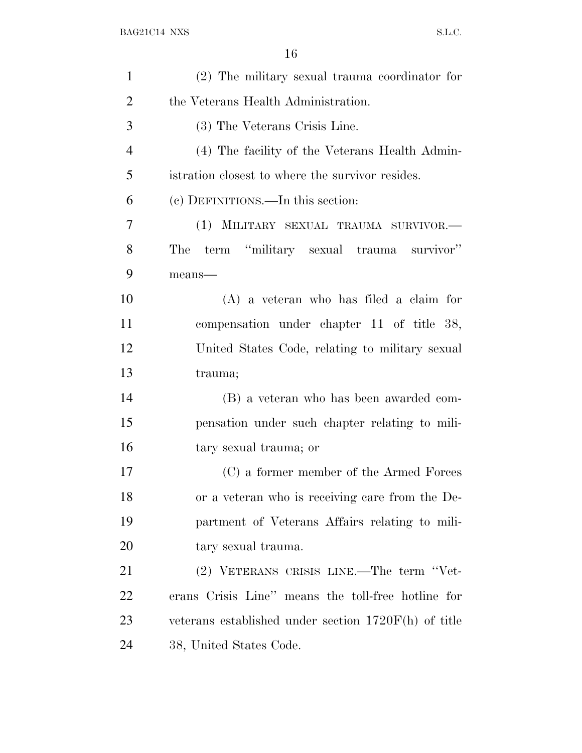(2) The military sexual trauma coordinator for the Veterans Health Administration.

(3) The Veterans Crisis Line.

(4) The facility of the Veterans Health Administration closest to where the survivor resides.

(c) DEFINITIONS.—In this section:

(1) MILITARY SEXUAL TRAUMA SURVIVOR.—The term "military sexual trauma survivor" means—

(A) a veteran who has filed a claim for compensation under chapter 11 of title 38, United States Code, relating to military sexual trauma;

(B) a veteran who has been awarded compensation under such chapter relating to military sexual trauma; or

(C) a former member of the Armed Forces or a veteran who is receiving care from the Department of Veterans Affairs relating to military sexual trauma.

(2) VETERANS CRISIS LINE.—The term "Veterans Crisis Line" means the toll-free hotline for veterans established under section 1720F(h) of title 38, United States Code.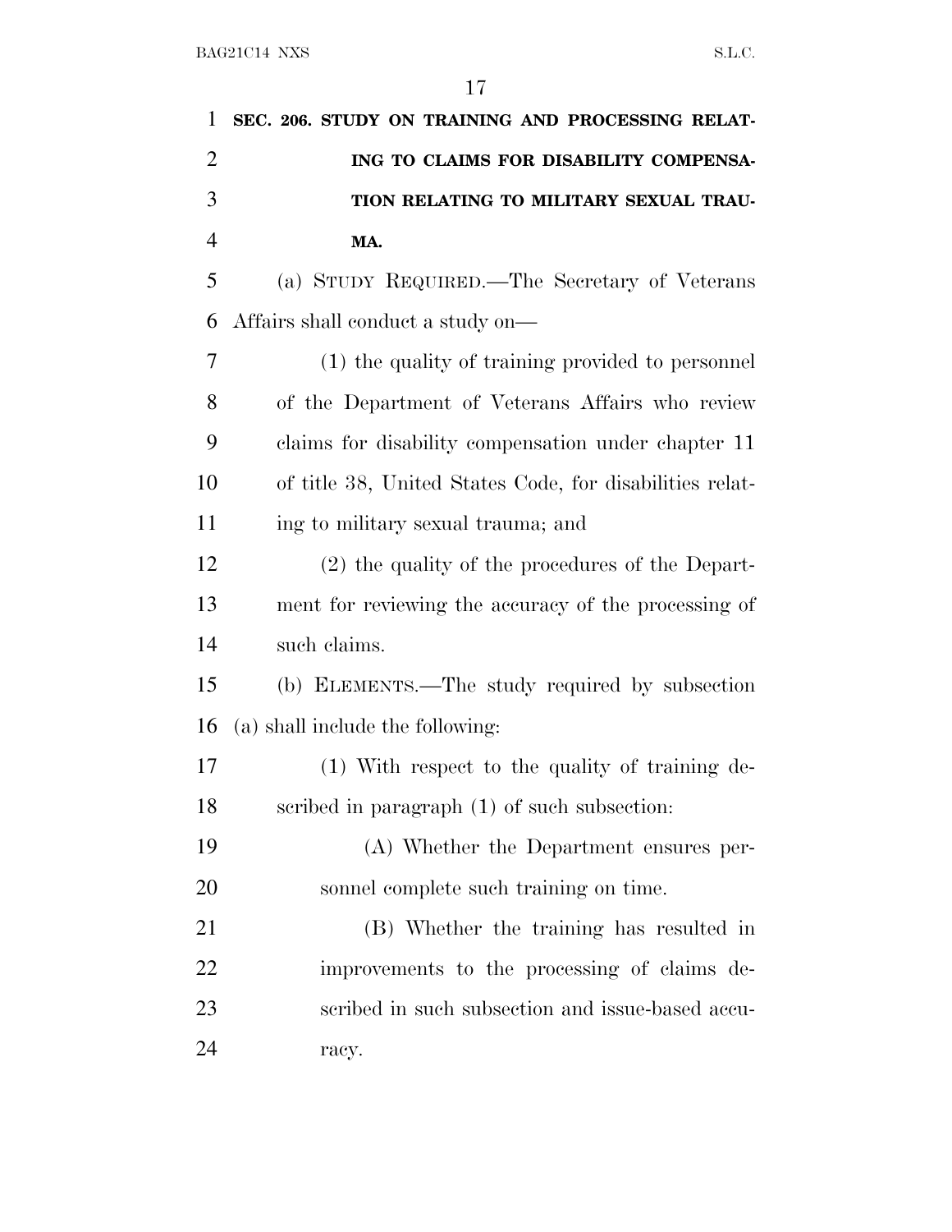**SEC. 206. STUDY ON TRAINING AND PROCESSING RELATING TO CLAIMS FOR DISABILITY COMPENSATION RELATING TO MILITARY SEXUAL TRAUMA.**

(a) STUDY REQUIRED.—The Secretary of Veterans Affairs shall conduct a study on—

(1) the quality of training provided to personnel of the Department of Veterans Affairs who review claims for disability compensation under chapter 11 of title 38, United States Code, for disabilities relating to military sexual trauma; and

(2) the quality of the procedures of the Department for reviewing the accuracy of the processing of such claims.

(b) ELEMENTS.—The study required by subsection (a) shall include the following:

(1) With respect to the quality of training described in paragraph (1) of such subsection:

(A) Whether the Department ensures personnel complete such training on time.

(B) Whether the training has resulted in improvements to the processing of claims described in such subsection and issue-based accuracy.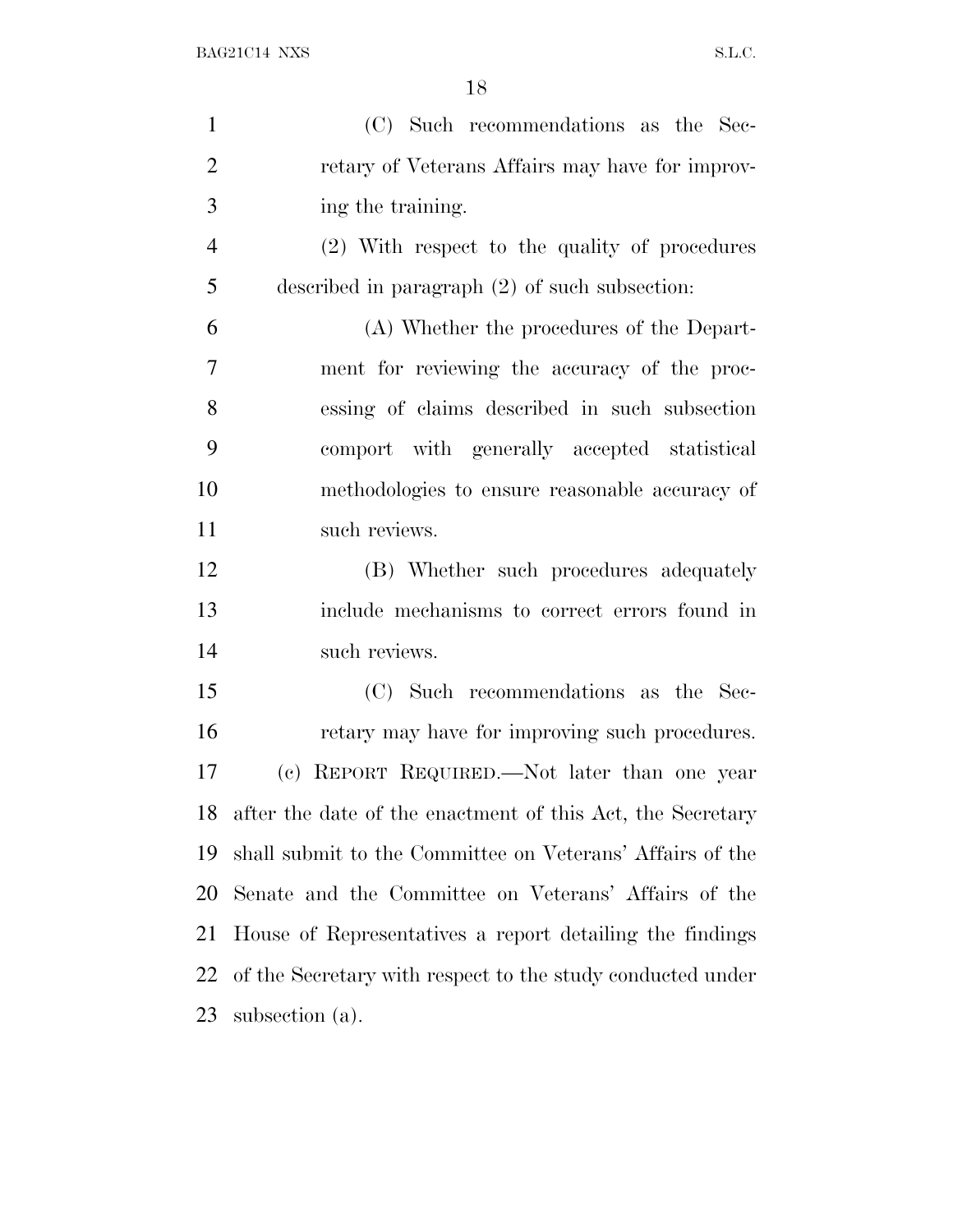(C) Such recommendations as the Secretary of Veterans Affairs may have for improving the training.

(2) With respect to the quality of procedures described in paragraph (2) of such subsection:

(A) Whether the procedures of the Department for reviewing the accuracy of the processing of claims described in such subsection comport with generally accepted statistical methodologies to ensure reasonable accuracy of such reviews.

(B) Whether such procedures adequately include mechanisms to correct errors found in such reviews.

(C) Such recommendations as the Secretary may have for improving such procedures.

(c) REPORT REQUIRED.—Not later than one year after the date of the enactment of this Act, the Secretary shall submit to the Committee on Veterans' Affairs of the Senate and the Committee on Veterans' Affairs of the House of Representatives a report detailing the findings of the Secretary with respect to the study conducted under subsection (a).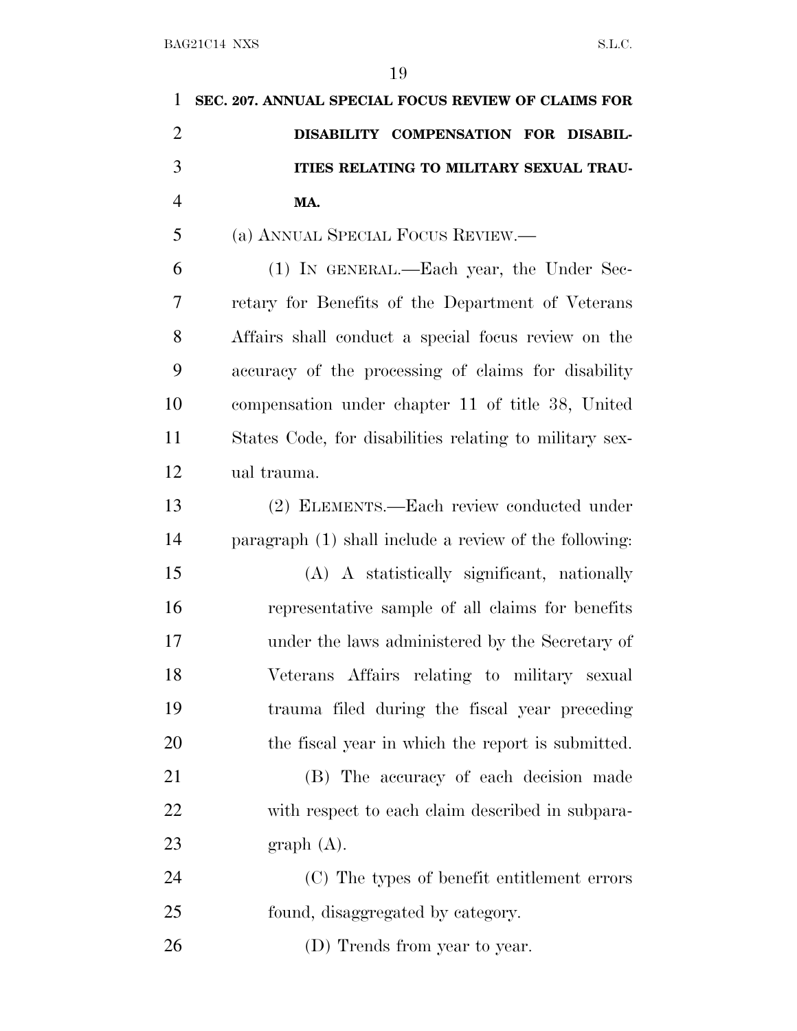**SEC. 207. ANNUAL SPECIAL FOCUS REVIEW OF CLAIMS FOR DISABILITY COMPENSATION FOR DISABILITIES RELATING TO MILITARY SEXUAL TRAUMA.**

(a) ANNUAL SPECIAL FOCUS REVIEW.—

(1) IN GENERAL.—Each year, the Under Secretary for Benefits of the Department of Veterans Affairs shall conduct a special focus review on the accuracy of the processing of claims for disability compensation under chapter 11 of title 38, United States Code, for disabilities relating to military sexual trauma.

(2) ELEMENTS.—Each review conducted under paragraph (1) shall include a review of the following:

(A) A statistically significant, nationally representative sample of all claims for benefits under the laws administered by the Secretary of Veterans Affairs relating to military sexual trauma filed during the fiscal year preceding the fiscal year in which the report is submitted.

(B) The accuracy of each decision made with respect to each claim described in subparagraph (A).

(C) The types of benefit entitlement errors found, disaggregated by category.

(D) Trends from year to year.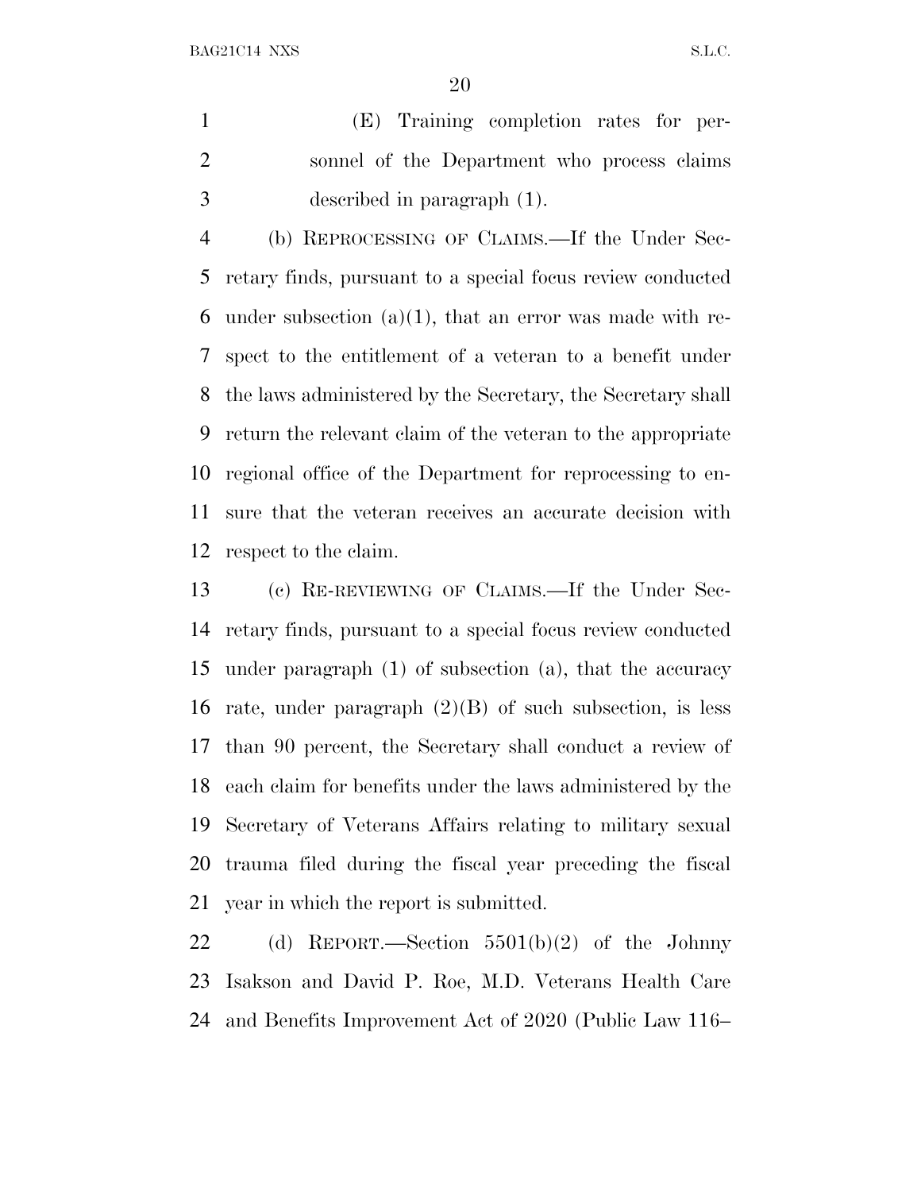(E) Training completion rates for personnel of the Department who process claims described in paragraph (1).

(b) REPROCESSING OF CLAIMS.—If the Under Secretary finds, pursuant to a special focus review conducted under subsection (a)(1), that an error was made with respect to the entitlement of a veteran to a benefit under the laws administered by the Secretary, the Secretary shall return the relevant claim of the veteran to the appropriate regional office of the Department for reprocessing to ensure that the veteran receives an accurate decision with respect to the claim.

(c) RE-REVIEWING OF CLAIMS.—If the Under Secretary finds, pursuant to a special focus review conducted under paragraph (1) of subsection (a), that the accuracy rate, under paragraph (2)(B) of such subsection, is less than 90 percent, the Secretary shall conduct a review of each claim for benefits under the laws administered by the Secretary of Veterans Affairs relating to military sexual trauma filed during the fiscal year preceding the fiscal year in which the report is submitted.

(d) REPORT.—Section 5501(b)(2) of the Johnny Isakson and David P. Roe, M.D. Veterans Health Care and Benefits Improvement Act of 2020 (Public Law 116–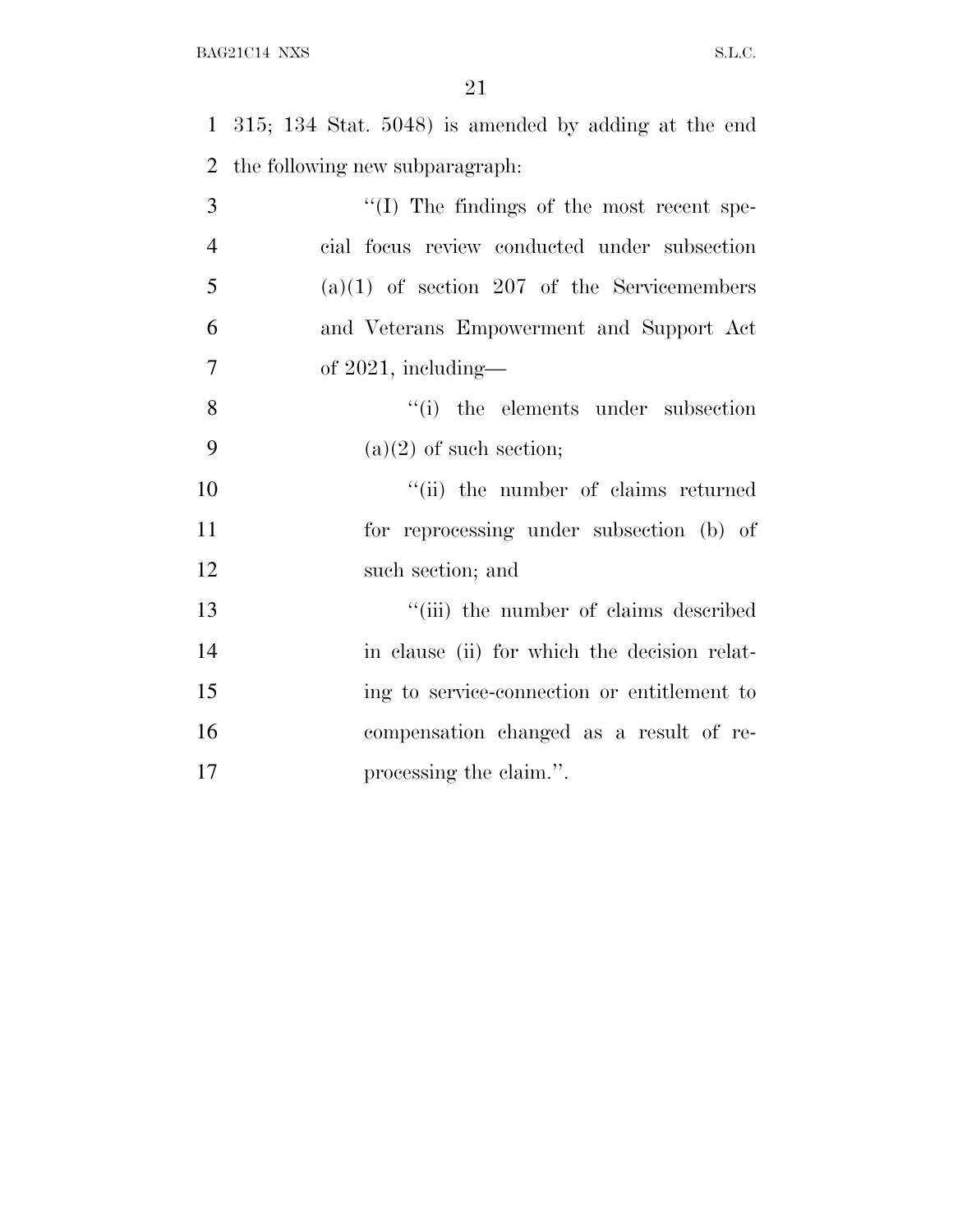315; 134 Stat. 5048) is amended by adding at the end the following new subparagraph:

> ''(I) The findings of the most recent special focus review conducted under subsection (a)(1) of section 207 of the Servicemembers and Veterans Empowerment and Support Act of 2021, including—
>
> > ''(i) the elements under subsection (a)(2) of such section;
> >
> > ''(ii) the number of claims returned for reprocessing under subsection (b) of such section; and
> >
> > ''(iii) the number of claims described in clause (ii) for which the decision relating to service-connection or entitlement to compensation changed as a result of reprocessing the claim.''.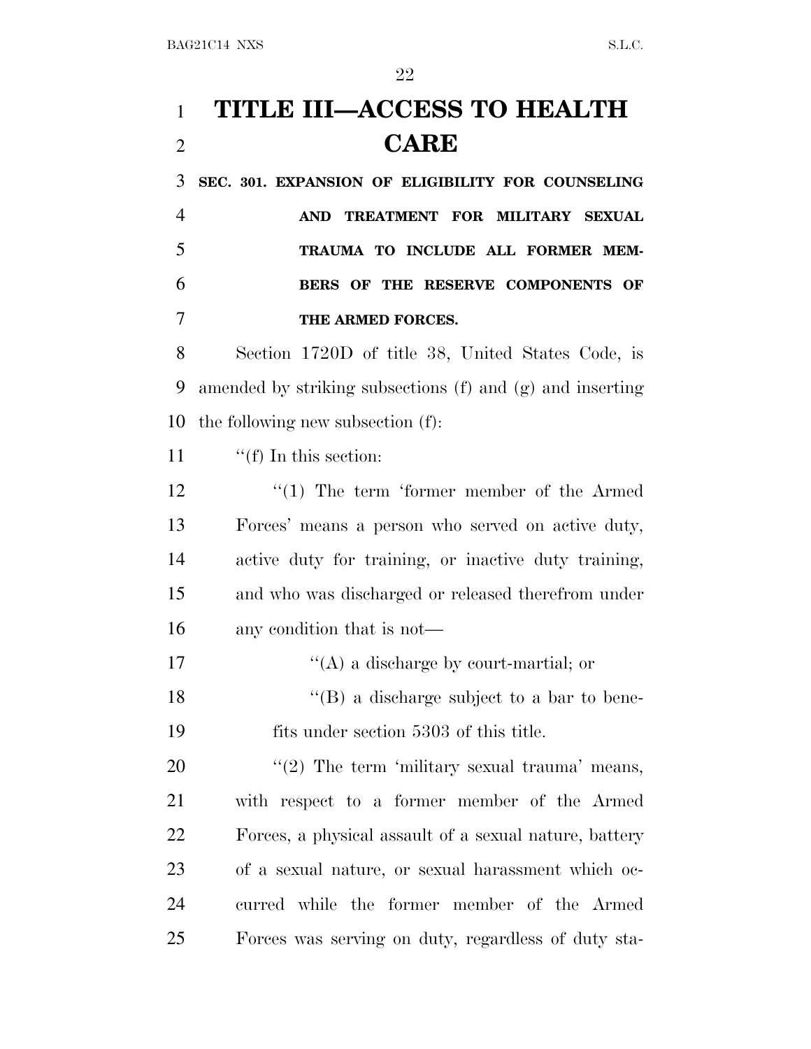# TITLE III—ACCESS TO HEALTH CARE

**SEC. 301. EXPANSION OF ELIGIBILITY FOR COUNSELING AND TREATMENT FOR MILITARY SEXUAL TRAUMA TO INCLUDE ALL FORMER MEMBERS OF THE RESERVE COMPONENTS OF THE ARMED FORCES.**

Section 1720D of title 38, United States Code, is amended by striking subsections (f) and (g) and inserting the following new subsection (f):

"(f) In this section:

"(1) The term 'former member of the Armed Forces' means a person who served on active duty, active duty for training, or inactive duty training, and who was discharged or released therefrom under any condition that is not—

"(A) a discharge by court-martial; or

"(B) a discharge subject to a bar to benefits under section 5303 of this title.

"(2) The term 'military sexual trauma' means, with respect to a former member of the Armed Forces, a physical assault of a sexual nature, battery of a sexual nature, or sexual harassment which occurred while the former member of the Armed Forces was serving on duty, regardless of duty sta-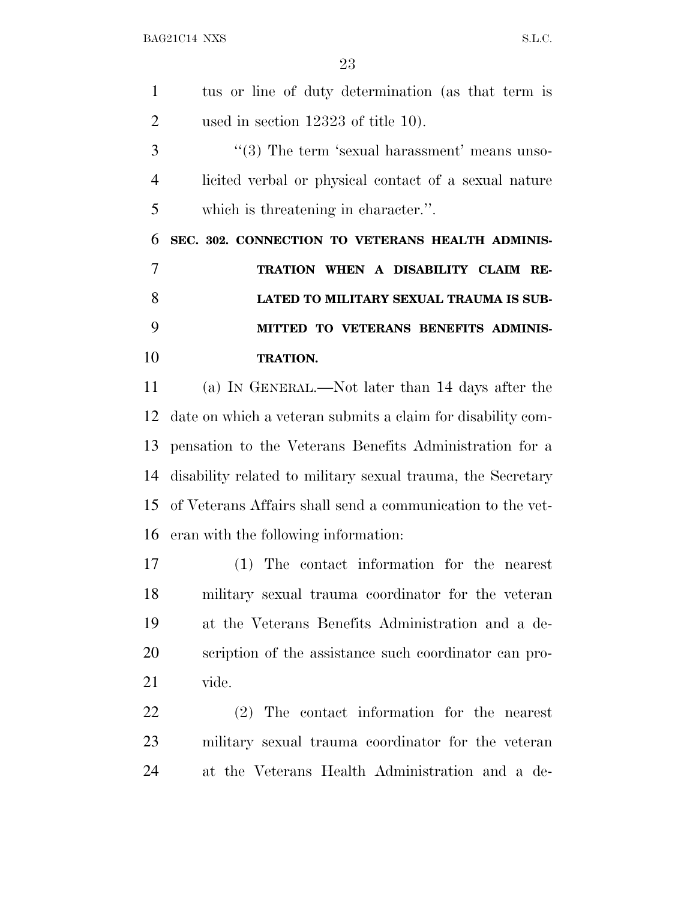tus or line of duty determination (as that term is used in section 12323 of title 10).

"(3) The term 'sexual harassment' means unsolicited verbal or physical contact of a sexual nature which is threatening in character.".

**SEC. 302. CONNECTION TO VETERANS HEALTH ADMINISTRATION WHEN A DISABILITY CLAIM RELATED TO MILITARY SEXUAL TRAUMA IS SUBMITTED TO VETERANS BENEFITS ADMINISTRATION.**

(a) IN GENERAL.—Not later than 14 days after the date on which a veteran submits a claim for disability compensation to the Veterans Benefits Administration for a disability related to military sexual trauma, the Secretary of Veterans Affairs shall send a communication to the veteran with the following information:

(1) The contact information for the nearest military sexual trauma coordinator for the veteran at the Veterans Benefits Administration and a description of the assistance such coordinator can provide.

(2) The contact information for the nearest military sexual trauma coordinator for the veteran at the Veterans Health Administration and a de-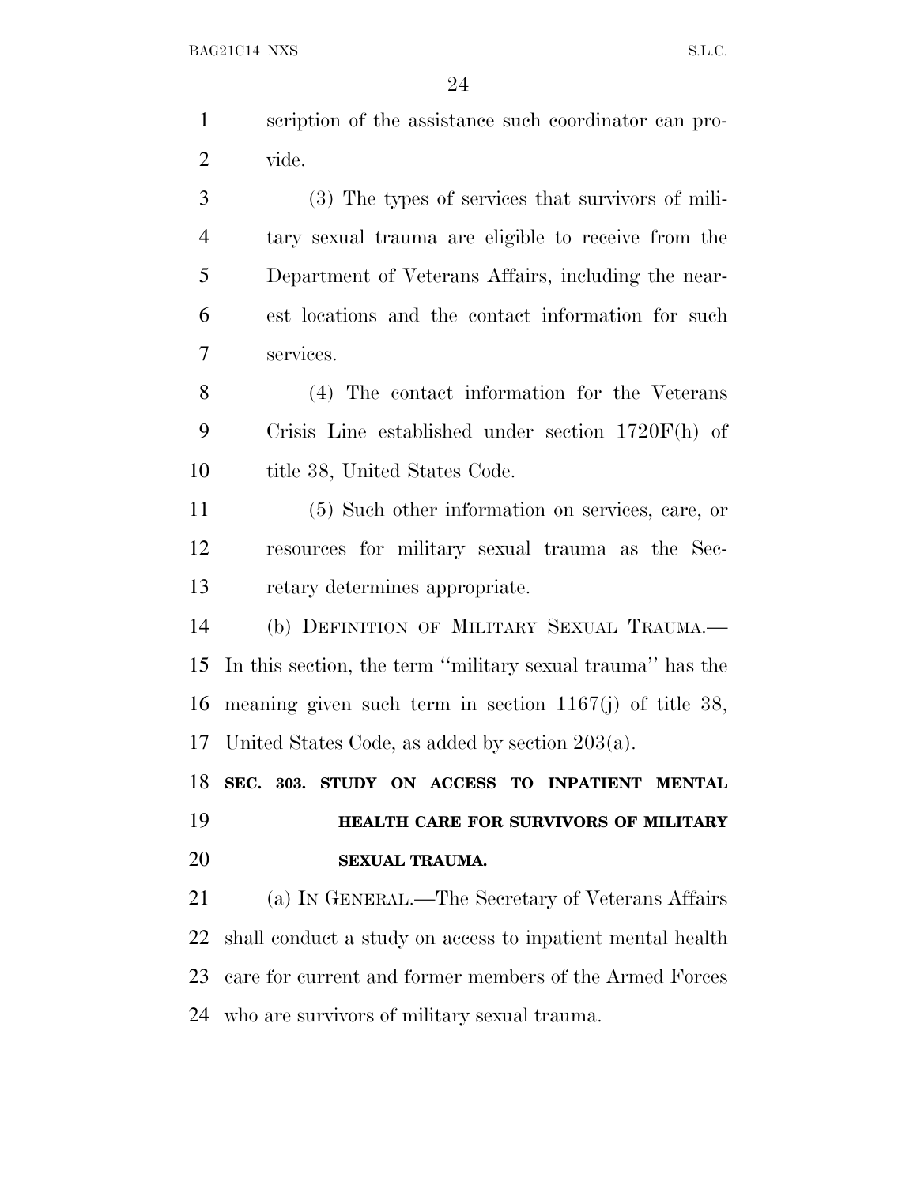scription of the assistance such coordinator can provide.

(3) The types of services that survivors of military sexual trauma are eligible to receive from the Department of Veterans Affairs, including the nearest locations and the contact information for such services.

(4) The contact information for the Veterans Crisis Line established under section 1720F(h) of title 38, United States Code.

(5) Such other information on services, care, or resources for military sexual trauma as the Secretary determines appropriate.

(b) DEFINITION OF MILITARY SEXUAL TRAUMA.—In this section, the term ''military sexual trauma'' has the meaning given such term in section 1167(j) of title 38, United States Code, as added by section 203(a).

**SEC. 303. STUDY ON ACCESS TO INPATIENT MENTAL HEALTH CARE FOR SURVIVORS OF MILITARY SEXUAL TRAUMA.**

(a) IN GENERAL.—The Secretary of Veterans Affairs shall conduct a study on access to inpatient mental health care for current and former members of the Armed Forces who are survivors of military sexual trauma.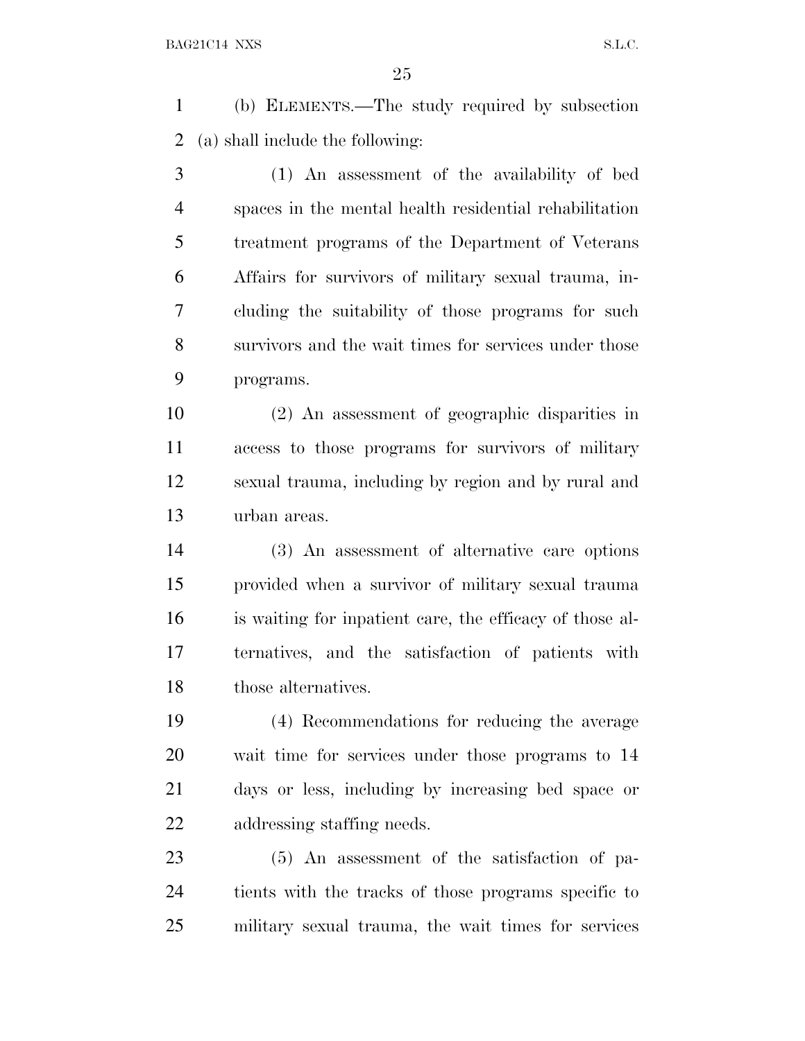(b) ELEMENTS.—The study required by subsection (a) shall include the following:

(1) An assessment of the availability of bed spaces in the mental health residential rehabilitation treatment programs of the Department of Veterans Affairs for survivors of military sexual trauma, including the suitability of those programs for such survivors and the wait times for services under those programs.

(2) An assessment of geographic disparities in access to those programs for survivors of military sexual trauma, including by region and by rural and urban areas.

(3) An assessment of alternative care options provided when a survivor of military sexual trauma is waiting for inpatient care, the efficacy of those alternatives, and the satisfaction of patients with those alternatives.

(4) Recommendations for reducing the average wait time for services under those programs to 14 days or less, including by increasing bed space or addressing staffing needs.

(5) An assessment of the satisfaction of patients with the tracks of those programs specific to military sexual trauma, the wait times for services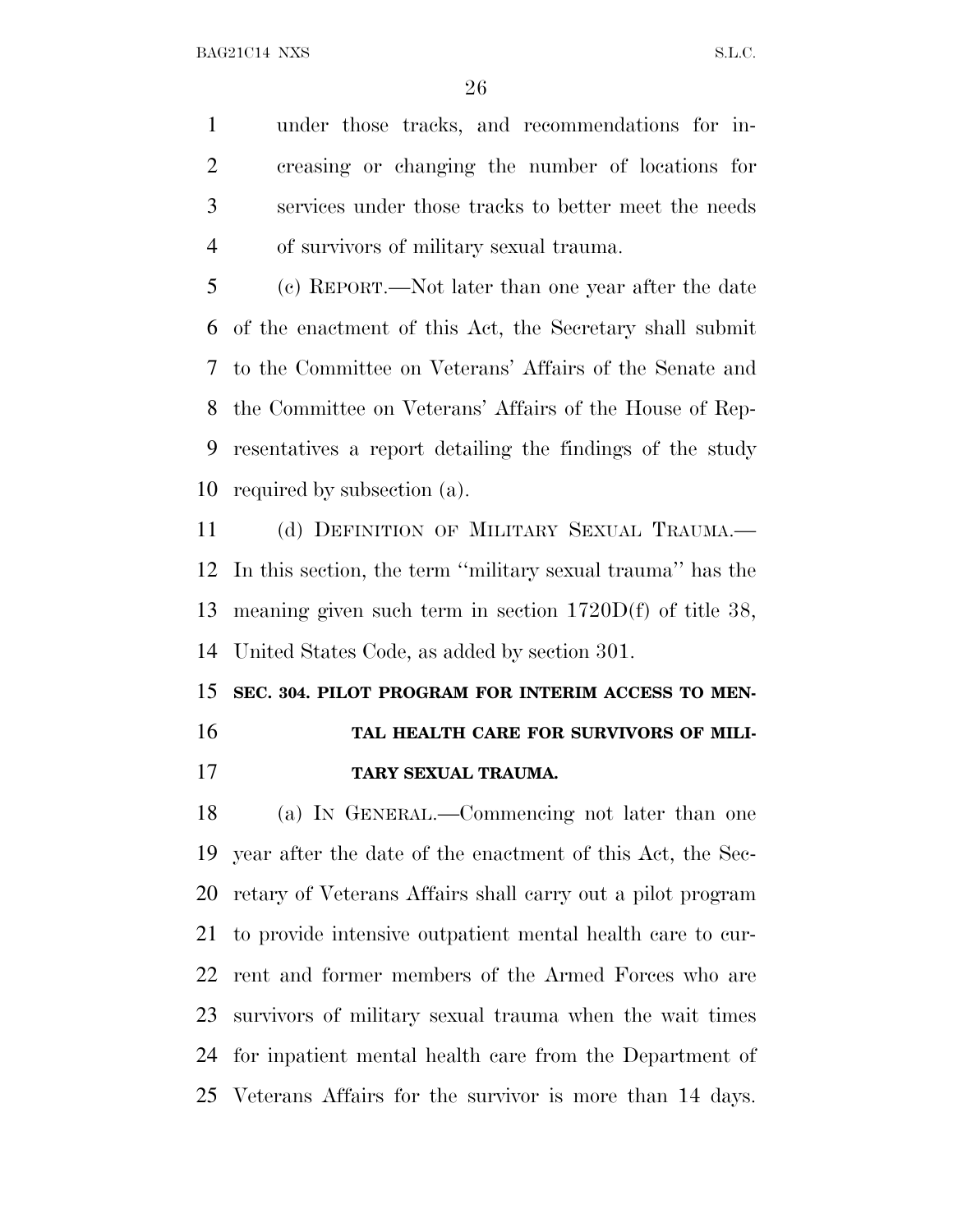under those tracks, and recommendations for increasing or changing the number of locations for services under those tracks to better meet the needs of survivors of military sexual trauma.

(c) REPORT.—Not later than one year after the date of the enactment of this Act, the Secretary shall submit to the Committee on Veterans' Affairs of the Senate and the Committee on Veterans' Affairs of the House of Representatives a report detailing the findings of the study required by subsection (a).

(d) DEFINITION OF MILITARY SEXUAL TRAUMA.—In this section, the term ''military sexual trauma'' has the meaning given such term in section 1720D(f) of title 38, United States Code, as added by section 301.

**SEC. 304. PILOT PROGRAM FOR INTERIM ACCESS TO MENTAL HEALTH CARE FOR SURVIVORS OF MILITARY SEXUAL TRAUMA.**

(a) IN GENERAL.—Commencing not later than one year after the date of the enactment of this Act, the Secretary of Veterans Affairs shall carry out a pilot program to provide intensive outpatient mental health care to current and former members of the Armed Forces who are survivors of military sexual trauma when the wait times for inpatient mental health care from the Department of Veterans Affairs for the survivor is more than 14 days.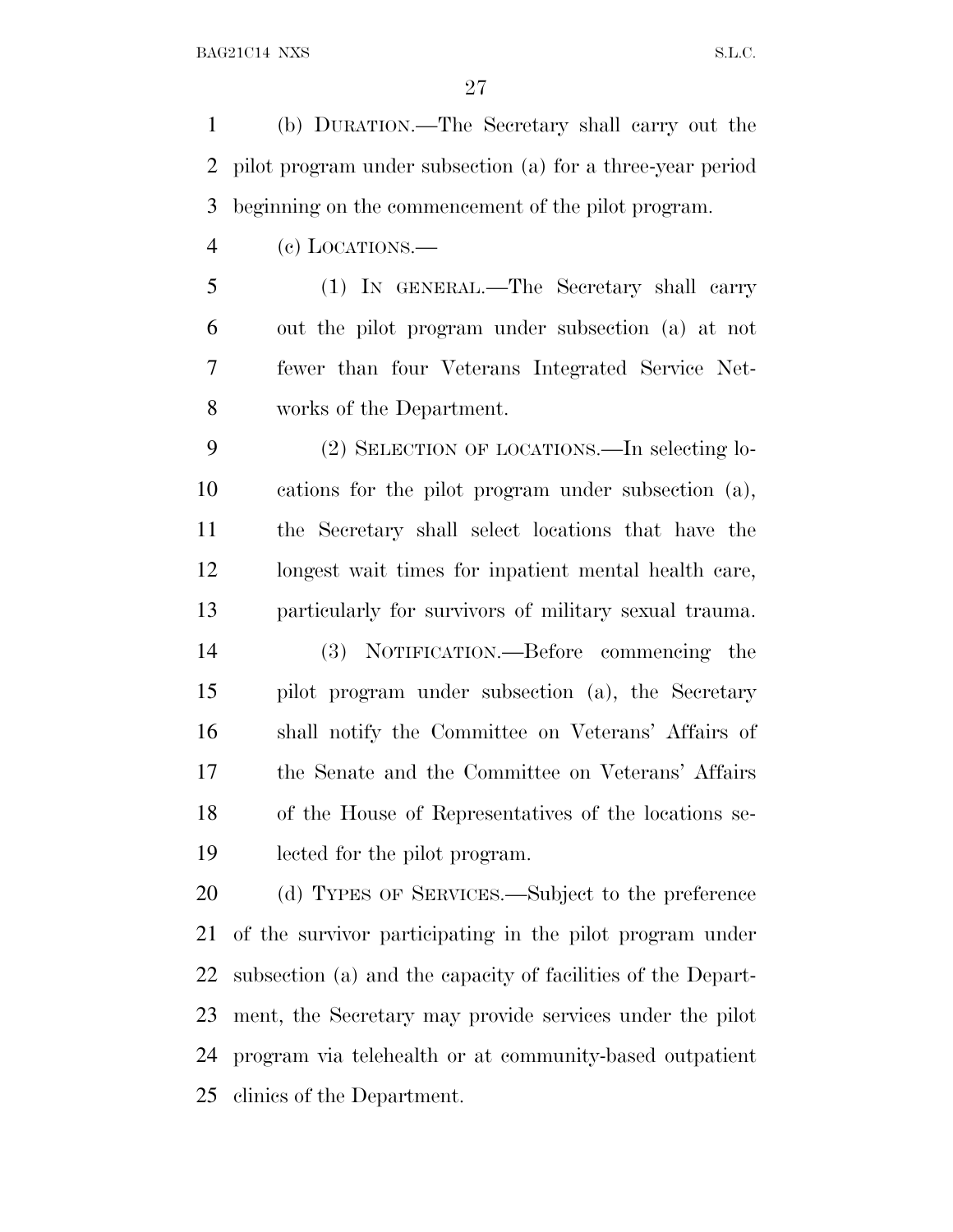(b) DURATION.—The Secretary shall carry out the pilot program under subsection (a) for a three-year period beginning on the commencement of the pilot program.

(c) LOCATIONS.—

(1) IN GENERAL.—The Secretary shall carry out the pilot program under subsection (a) at not fewer than four Veterans Integrated Service Networks of the Department.

(2) SELECTION OF LOCATIONS.—In selecting locations for the pilot program under subsection (a), the Secretary shall select locations that have the longest wait times for inpatient mental health care, particularly for survivors of military sexual trauma.

(3) NOTIFICATION.—Before commencing the pilot program under subsection (a), the Secretary shall notify the Committee on Veterans' Affairs of the Senate and the Committee on Veterans' Affairs of the House of Representatives of the locations selected for the pilot program.

(d) TYPES OF SERVICES.—Subject to the preference of the survivor participating in the pilot program under subsection (a) and the capacity of facilities of the Department, the Secretary may provide services under the pilot program via telehealth or at community-based outpatient clinics of the Department.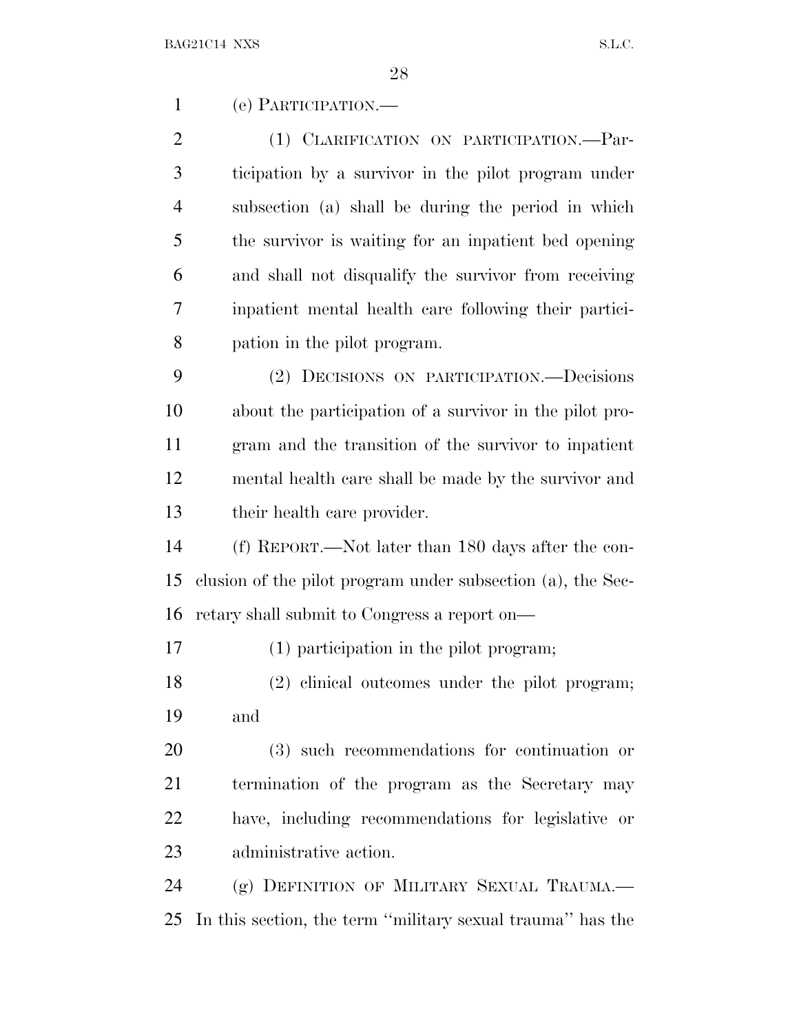(e) PARTICIPATION.—

(1) CLARIFICATION ON PARTICIPATION.—Participation by a survivor in the pilot program under subsection (a) shall be during the period in which the survivor is waiting for an inpatient bed opening and shall not disqualify the survivor from receiving inpatient mental health care following their participation in the pilot program.

(2) DECISIONS ON PARTICIPATION.—Decisions about the participation of a survivor in the pilot program and the transition of the survivor to inpatient mental health care shall be made by the survivor and their health care provider.

(f) REPORT.—Not later than 180 days after the conclusion of the pilot program under subsection (a), the Secretary shall submit to Congress a report on—

(1) participation in the pilot program;

(2) clinical outcomes under the pilot program; and

(3) such recommendations for continuation or termination of the program as the Secretary may have, including recommendations for legislative or administrative action.

(g) DEFINITION OF MILITARY SEXUAL TRAUMA.— In this section, the term ''military sexual trauma'' has the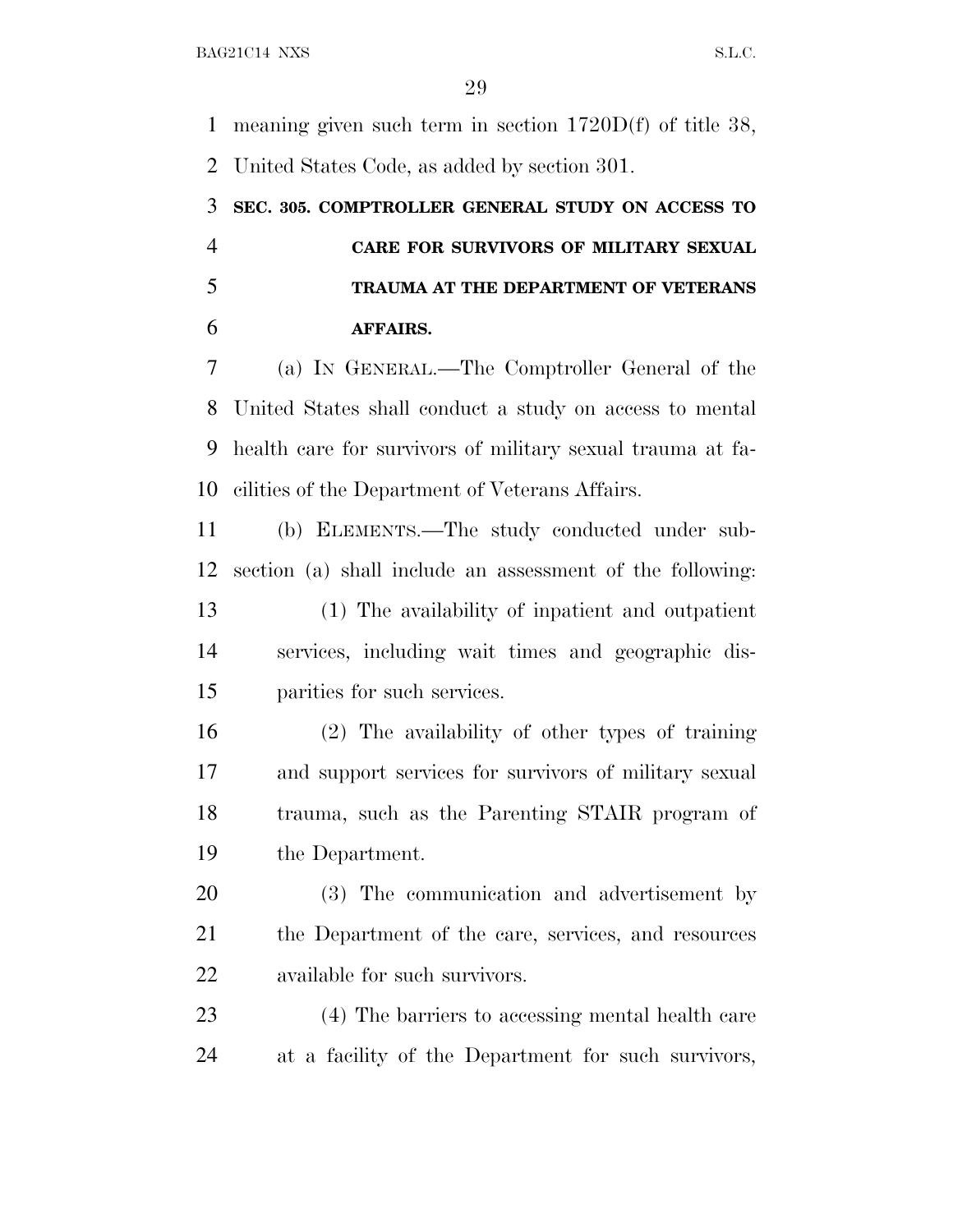meaning given such term in section 1720D(f) of title 38, United States Code, as added by section 301.

**SEC. 305. COMPTROLLER GENERAL STUDY ON ACCESS TO CARE FOR SURVIVORS OF MILITARY SEXUAL TRAUMA AT THE DEPARTMENT OF VETERANS AFFAIRS.**

(a) IN GENERAL.—The Comptroller General of the United States shall conduct a study on access to mental health care for survivors of military sexual trauma at facilities of the Department of Veterans Affairs.

(b) ELEMENTS.—The study conducted under subsection (a) shall include an assessment of the following:

(1) The availability of inpatient and outpatient services, including wait times and geographic disparities for such services.

(2) The availability of other types of training and support services for survivors of military sexual trauma, such as the Parenting STAIR program of the Department.

(3) The communication and advertisement by the Department of the care, services, and resources available for such survivors.

(4) The barriers to accessing mental health care at a facility of the Department for such survivors,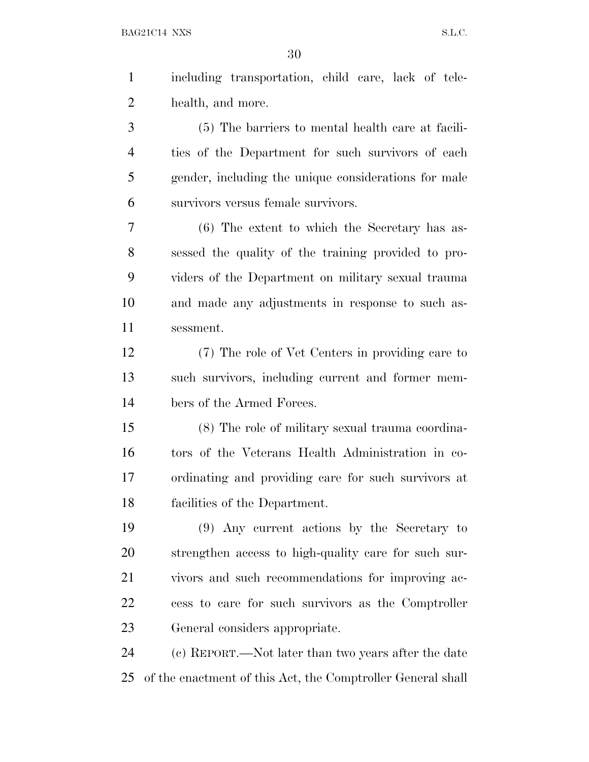including transportation, child care, lack of telehealth, and more.

(5) The barriers to mental health care at facilities of the Department for such survivors of each gender, including the unique considerations for male survivors versus female survivors.

(6) The extent to which the Secretary has assessed the quality of the training provided to providers of the Department on military sexual trauma and made any adjustments in response to such assessment.

(7) The role of Vet Centers in providing care to such survivors, including current and former members of the Armed Forces.

(8) The role of military sexual trauma coordinators of the Veterans Health Administration in coordinating and providing care for such survivors at facilities of the Department.

(9) Any current actions by the Secretary to strengthen access to high-quality care for such survivors and such recommendations for improving access to care for such survivors as the Comptroller General considers appropriate.

(c) REPORT.—Not later than two years after the date of the enactment of this Act, the Comptroller General shall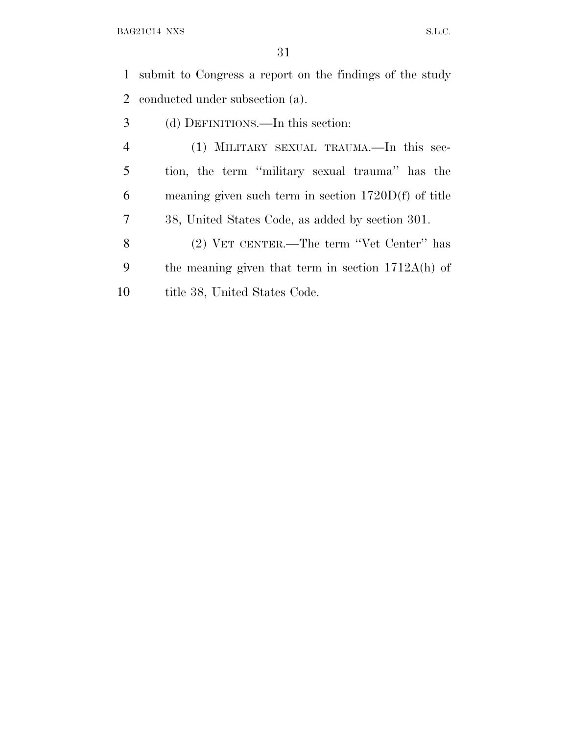submit to Congress a report on the findings of the study conducted under subsection (a).

(d) DEFINITIONS.—In this section:

(1) MILITARY SEXUAL TRAUMA.—In this section, the term "military sexual trauma" has the meaning given such term in section 1720D(f) of title 38, United States Code, as added by section 301.

(2) VET CENTER.—The term "Vet Center" has the meaning given that term in section 1712A(h) of title 38, United States Code.